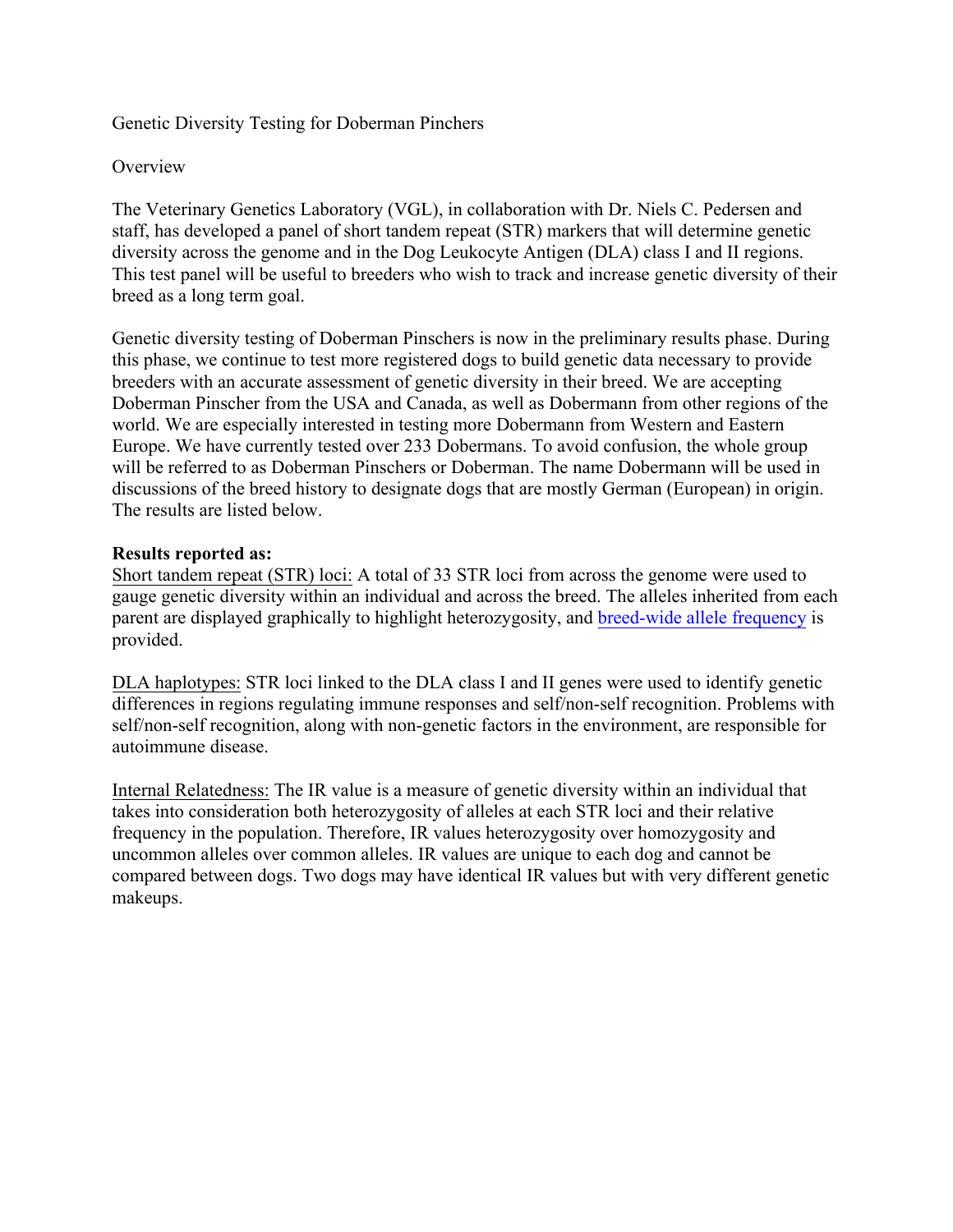Genetic Diversity Testing for Doberman Pinchers

Overview

The Veterinary Genetics Laboratory (VGL), in collaboration with Dr. Niels C. Pedersen and staff, has developed a panel of short tandem repeat (STR) markers that will determine genetic diversity across the genome and in the Dog Leukocyte Antigen (DLA) class I and II regions. This test panel will be useful to breeders who wish to track and increase genetic diversity of their breed as a long term goal.

Genetic diversity testing of Doberman Pinschers is now in the preliminary results phase. During this phase, we continue to test more registered dogs to build genetic data necessary to provide breeders with an accurate assessment of genetic diversity in their breed. We are accepting Doberman Pinscher from the USA and Canada, as well as Dobermann from other regions of the world. We are especially interested in testing more Dobermann from Western and Eastern Europe. We have currently tested over 233 Dobermans. To avoid confusion, the whole group will be referred to as Doberman Pinschers or Doberman. The name Dobermann will be used in discussions of the breed history to designate dogs that are mostly German (European) in origin. The results are listed below.

**Results reported as:**

Short tandem repeat (STR) loci: A total of 33 STR loci from across the genome were used to gauge genetic diversity within an individual and across the breed. The alleles inherited from each parent are displayed graphically to highlight heterozygosity, and breed-wide allele frequency is provided.

DLA haplotypes: STR loci linked to the DLA class I and II genes were used to identify genetic differences in regions regulating immune responses and self/non-self recognition. Problems with self/non-self recognition, along with non-genetic factors in the environment, are responsible for autoimmune disease.

Internal Relatedness: The IR value is a measure of genetic diversity within an individual that takes into consideration both heterozygosity of alleles at each STR loci and their relative frequency in the population. Therefore, IR values heterozygosity over homozygosity and uncommon alleles over common alleles. IR values are unique to each dog and cannot be compared between dogs. Two dogs may have identical IR values but with very different genetic makeups.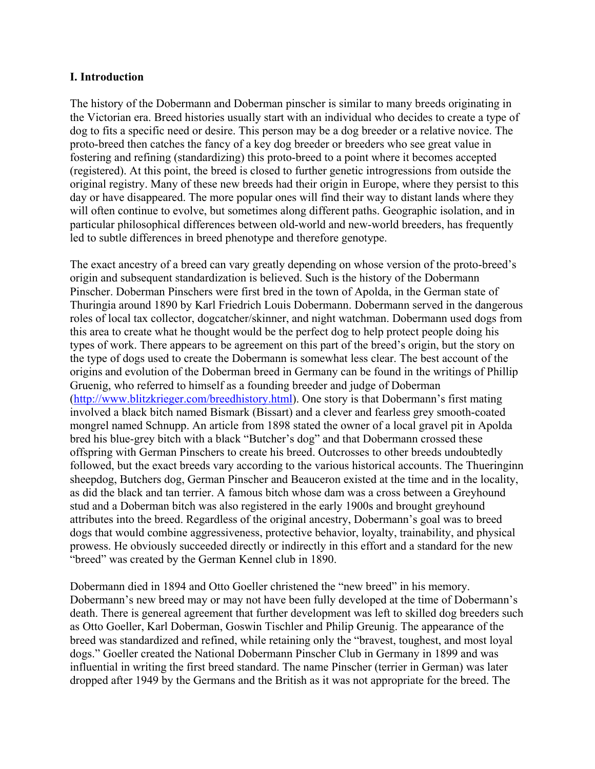## I. Introduction

The history of the Dobermann and Doberman pinscher is similar to many breeds originating in the Victorian era. Breed histories usually start with an individual who decides to create a type of dog to fits a specific need or desire. This person may be a dog breeder or a relative novice. The proto-breed then catches the fancy of a key dog breeder or breeders who see great value in fostering and refining (standardizing) this proto-breed to a point where it becomes accepted (registered). At this point, the breed is closed to further genetic introgressions from outside the original registry. Many of these new breeds had their origin in Europe, where they persist to this day or have disappeared. The more popular ones will find their way to distant lands where they will often continue to evolve, but sometimes along different paths. Geographic isolation, and in particular philosophical differences between old-world and new-world breeders, has frequently led to subtle differences in breed phenotype and therefore genotype.

The exact ancestry of a breed can vary greatly depending on whose version of the proto-breed's origin and subsequent standardization is believed. Such is the history of the Dobermann Pinscher. Doberman Pinschers were first bred in the town of Apolda, in the German state of Thuringia around 1890 by Karl Friedrich Louis Dobermann. Dobermann served in the dangerous roles of local tax collector, dogcatcher/skinner, and night watchman. Dobermann used dogs from this area to create what he thought would be the perfect dog to help protect people doing his types of work. There appears to be agreement on this part of the breed's origin, but the story on the type of dogs used to create the Dobermann is somewhat less clear. The best account of the origins and evolution of the Doberman breed in Germany can be found in the writings of Phillip Gruenig, who referred to himself as a founding breeder and judge of Doberman ([http://www.blitzkrieger.com/breedhistory.html](http://www.blitzkrieger.com/breedhistory.html)). One story is that Dobermann's first mating involved a black bitch named Bismark (Bissart) and a clever and fearless grey smooth-coated mongrel named Schnupp. An article from 1898 stated the owner of a local gravel pit in Apolda bred his blue-grey bitch with a black "Butcher's dog" and that Dobermann crossed these offspring with German Pinschers to create his breed. Outcrosses to other breeds undoubtedly followed, but the exact breeds vary according to the various historical accounts. The Thueringinn sheepdog, Butchers dog, German Pinscher and Beauceron existed at the time and in the locality, as did the black and tan terrier. A famous bitch whose dam was a cross between a Greyhound stud and a Doberman bitch was also registered in the early 1900s and brought greyhound attributes into the breed. Regardless of the original ancestry, Dobermann's goal was to breed dogs that would combine aggressiveness, protective behavior, loyalty, trainability, and physical prowess. He obviously succeeded directly or indirectly in this effort and a standard for the new "breed" was created by the German Kennel club in 1890.

Dobermann died in 1894 and Otto Goeller christened the "new breed" in his memory. Dobermann's new breed may or may not have been fully developed at the time of Dobermann's death. There is genereal agreement that further development was left to skilled dog breeders such as Otto Goeller, Karl Doberman, Goswin Tischler and Philip Greunig. The appearance of the breed was standardized and refined, while retaining only the "bravest, toughest, and most loyal dogs." Goeller created the National Dobermann Pinscher Club in Germany in 1899 and was influential in writing the first breed standard. The name Pinscher (terrier in German) was later dropped after 1949 by the Germans and the British as it was not appropriate for the breed. The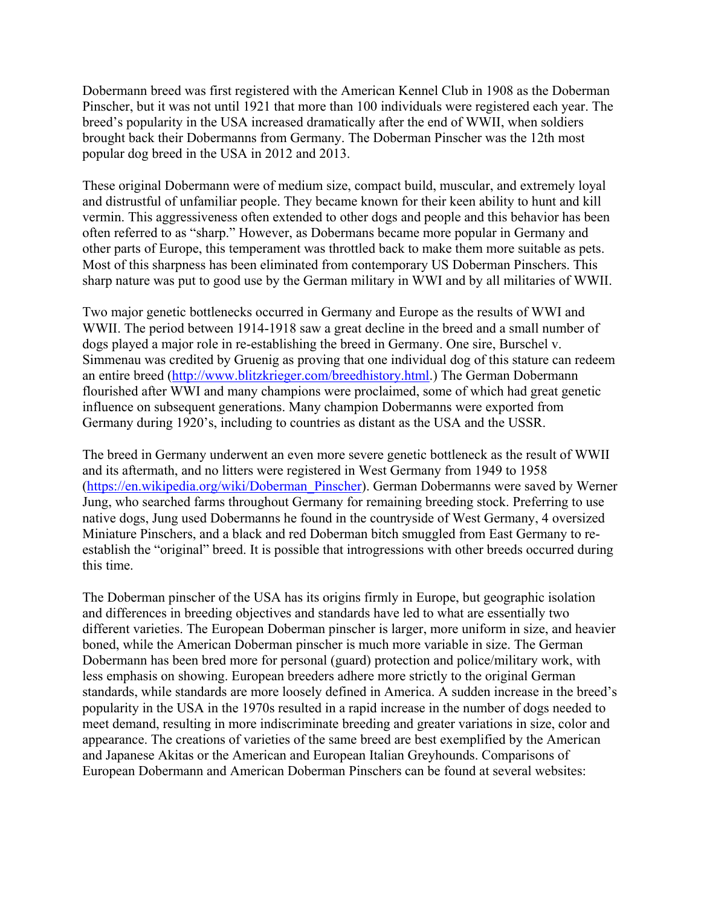Dobermann breed was first registered with the American Kennel Club in 1908 as the Doberman Pinscher, but it was not until 1921 that more than 100 individuals were registered each year. The breed's popularity in the USA increased dramatically after the end of WWII, when soldiers brought back their Dobermanns from Germany. The Doberman Pinscher was the 12th most popular dog breed in the USA in 2012 and 2013.

These original Dobermann were of medium size, compact build, muscular, and extremely loyal and distrustful of unfamiliar people. They became known for their keen ability to hunt and kill vermin. This aggressiveness often extended to other dogs and people and this behavior has been often referred to as "sharp." However, as Dobermans became more popular in Germany and other parts of Europe, this temperament was throttled back to make them more suitable as pets. Most of this sharpness has been eliminated from contemporary US Doberman Pinschers. This sharp nature was put to good use by the German military in WWI and by all militaries of WWII.

Two major genetic bottlenecks occurred in Germany and Europe as the results of WWI and WWII. The period between 1914-1918 saw a great decline in the breed and a small number of dogs played a major role in re-establishing the breed in Germany. One sire, Burschel v. Simmenau was credited by Gruenig as proving that one individual dog of this stature can redeem an entire breed (http://www.blitzkrieger.com/breedhistory.html.) The German Dobermann flourished after WWI and many champions were proclaimed, some of which had great genetic influence on subsequent generations. Many champion Dobermanns were exported from Germany during 1920's, including to countries as distant as the USA and the USSR.

The breed in Germany underwent an even more severe genetic bottleneck as the result of WWII and its aftermath, and no litters were registered in West Germany from 1949 to 1958 (https://en.wikipedia.org/wiki/Doberman_Pinscher). German Dobermanns were saved by Werner Jung, who searched farms throughout Germany for remaining breeding stock. Preferring to use native dogs, Jung used Dobermanns he found in the countryside of West Germany, 4 oversized Miniature Pinschers, and a black and red Doberman bitch smuggled from East Germany to re-establish the "original" breed. It is possible that introgressions with other breeds occurred during this time.

The Doberman pinscher of the USA has its origins firmly in Europe, but geographic isolation and differences in breeding objectives and standards have led to what are essentially two different varieties. The European Doberman pinscher is larger, more uniform in size, and heavier boned, while the American Doberman pinscher is much more variable in size. The German Dobermann has been bred more for personal (guard) protection and police/military work, with less emphasis on showing. European breeders adhere more strictly to the original German standards, while standards are more loosely defined in America. A sudden increase in the breed's popularity in the USA in the 1970s resulted in a rapid increase in the number of dogs needed to meet demand, resulting in more indiscriminate breeding and greater variations in size, color and appearance. The creations of varieties of the same breed are best exemplified by the American and Japanese Akitas or the American and European Italian Greyhounds. Comparisons of European Dobermann and American Doberman Pinschers can be found at several websites: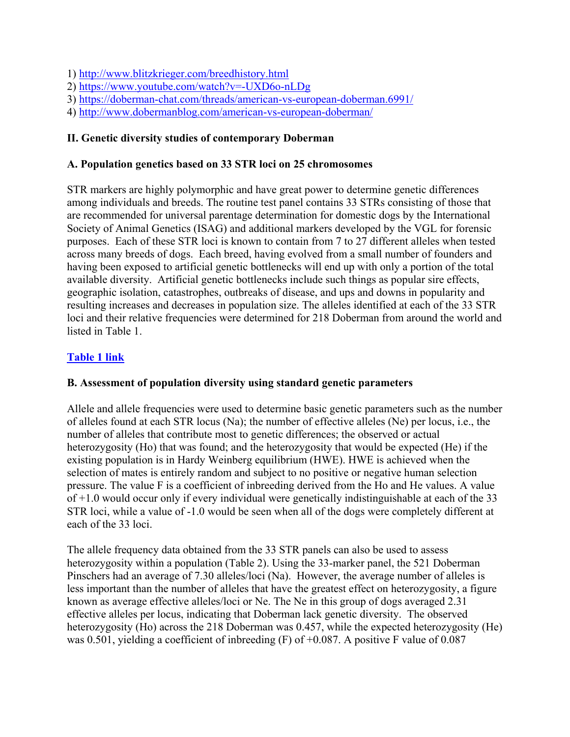1) http://www.blitzkrieger.com/breedhistory.html
2) https://www.youtube.com/watch?v=-UXD6o-nLDg
3) https://doberman-chat.com/threads/american-vs-european-doberman.6991/
4) http://www.dobermanblog.com/american-vs-european-doberman/

## II. Genetic diversity studies of contemporary Doberman

### A. Population genetics based on 33 STR loci on 25 chromosomes

STR markers are highly polymorphic and have great power to determine genetic differences among individuals and breeds. The routine test panel contains 33 STRs consisting of those that are recommended for universal parentage determination for domestic dogs by the International Society of Animal Genetics (ISAG) and additional markers developed by the VGL for forensic purposes. Each of these STR loci is known to contain from 7 to 27 different alleles when tested across many breeds of dogs. Each breed, having evolved from a small number of founders and having been exposed to artificial genetic bottlenecks will end up with only a portion of the total available diversity. Artificial genetic bottlenecks include such things as popular sire effects, geographic isolation, catastrophes, outbreaks of disease, and ups and downs in popularity and resulting increases and decreases in population size. The alleles identified at each of the 33 STR loci and their relative frequencies were determined for 218 Doberman from around the world and listed in Table 1.

**Table 1 link**

### B. Assessment of population diversity using standard genetic parameters

Allele and allele frequencies were used to determine basic genetic parameters such as the number of alleles found at each STR locus (Na); the number of effective alleles (Ne) per locus, i.e., the number of alleles that contribute most to genetic differences; the observed or actual heterozygosity (Ho) that was found; and the heterozygosity that would be expected (He) if the existing population is in Hardy Weinberg equilibrium (HWE). HWE is achieved when the selection of mates is entirely random and subject to no positive or negative human selection pressure. The value F is a coefficient of inbreeding derived from the Ho and He values. A value of +1.0 would occur only if every individual were genetically indistinguishable at each of the 33 STR loci, while a value of -1.0 would be seen when all of the dogs were completely different at each of the 33 loci.

The allele frequency data obtained from the 33 STR panels can also be used to assess heterozygosity within a population (Table 2). Using the 33-marker panel, the 521 Doberman Pinschers had an average of 7.30 alleles/loci (Na). However, the average number of alleles is less important than the number of alleles that have the greatest effect on heterozygosity, a figure known as average effective alleles/loci or Ne. The Ne in this group of dogs averaged 2.31 effective alleles per locus, indicating that Doberman lack genetic diversity. The observed heterozygosity (Ho) across the 218 Doberman was 0.457, while the expected heterozygosity (He) was 0.501, yielding a coefficient of inbreeding (F) of +0.087. A positive F value of 0.087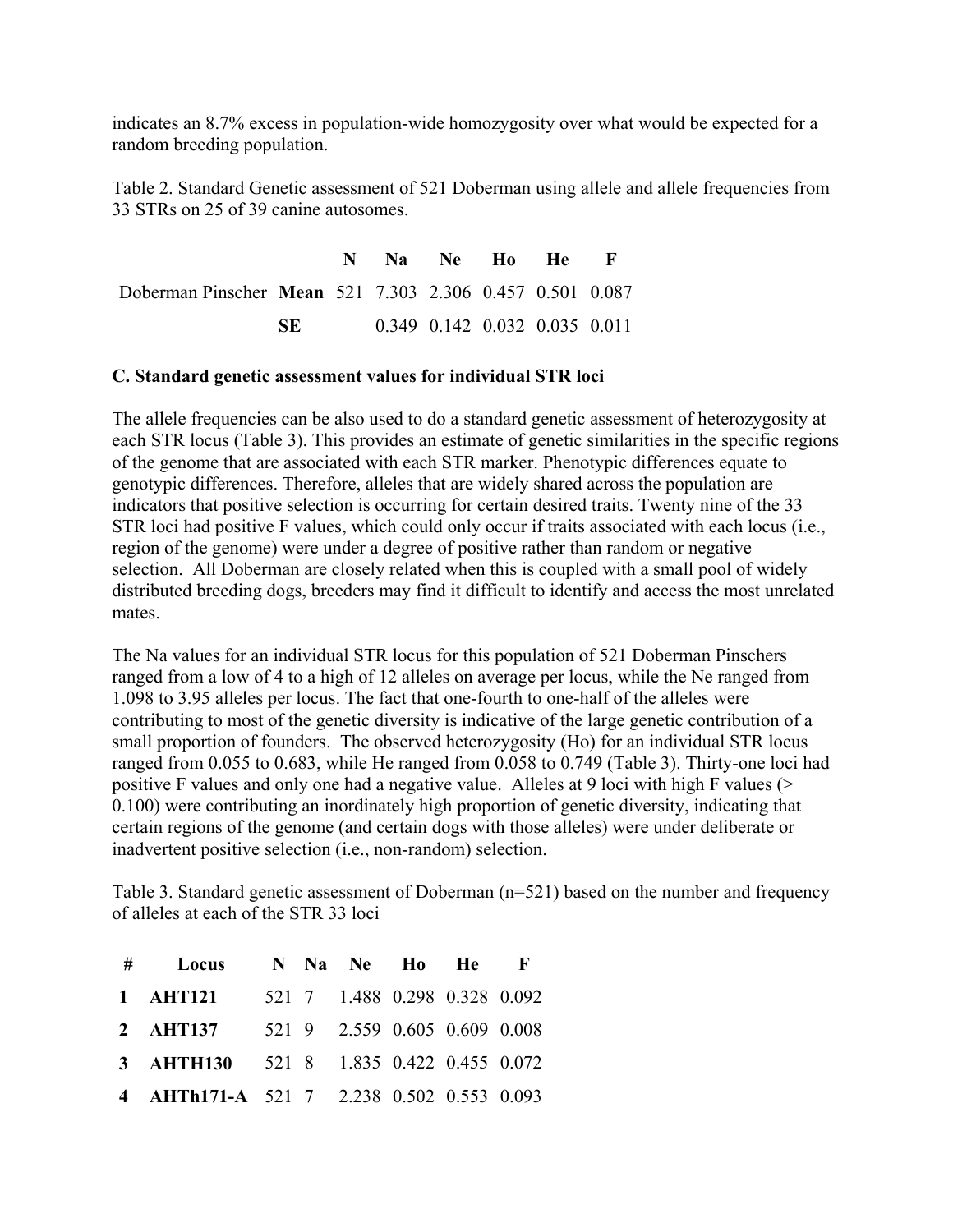indicates an 8.7% excess in population-wide homozygosity over what would be expected for a random breeding population.

Table 2. Standard Genetic assessment of 521 Doberman using allele and allele frequencies from 33 STRs on 25 of 39 canine autosomes.

| | | N | Na | Ne | Ho | He | F |
|---|---|---|---|---|---|---|---|
| Doberman Pinscher | **Mean** | 521 | 7.303 | 2.306 | 0.457 | 0.501 | 0.087 |
| | **SE** | | 0.349 | 0.142 | 0.032 | 0.035 | 0.011 |

**C. Standard genetic assessment values for individual STR loci**

The allele frequencies can be also used to do a standard genetic assessment of heterozygosity at each STR locus (Table 3). This provides an estimate of genetic similarities in the specific regions of the genome that are associated with each STR marker. Phenotypic differences equate to genotypic differences. Therefore, alleles that are widely shared across the population are indicators that positive selection is occurring for certain desired traits. Twenty nine of the 33 STR loci had positive F values, which could only occur if traits associated with each locus (i.e., region of the genome) were under a degree of positive rather than random or negative selection. All Doberman are closely related when this is coupled with a small pool of widely distributed breeding dogs, breeders may find it difficult to identify and access the most unrelated mates.

The Na values for an individual STR locus for this population of 521 Doberman Pinschers ranged from a low of 4 to a high of 12 alleles on average per locus, while the Ne ranged from 1.098 to 3.95 alleles per locus. The fact that one-fourth to one-half of the alleles were contributing to most of the genetic diversity is indicative of the large genetic contribution of a small proportion of founders. The observed heterozygosity (Ho) for an individual STR locus ranged from 0.055 to 0.683, while He ranged from 0.058 to 0.749 (Table 3). Thirty-one loci had positive F values and only one had a negative value. Alleles at 9 loci with high F values (> 0.100) were contributing an inordinately high proportion of genetic diversity, indicating that certain regions of the genome (and certain dogs with those alleles) were under deliberate or inadvertent positive selection (i.e., non-random) selection.

Table 3. Standard genetic assessment of Doberman (n=521) based on the number and frequency of alleles at each of the STR 33 loci

| # | Locus | N | Na | Ne | Ho | He | F |
|---|---|---|---|---|---|---|---|
| **1** | **AHT121** | 521 | 7 | 1.488 | 0.298 | 0.328 | 0.092 |
| **2** | **AHT137** | 521 | 9 | 2.559 | 0.605 | 0.609 | 0.008 |
| **3** | **AHTH130** | 521 | 8 | 1.835 | 0.422 | 0.455 | 0.072 |
| **4** | **AHTh171-A** | 521 | 7 | 2.238 | 0.502 | 0.553 | 0.093 |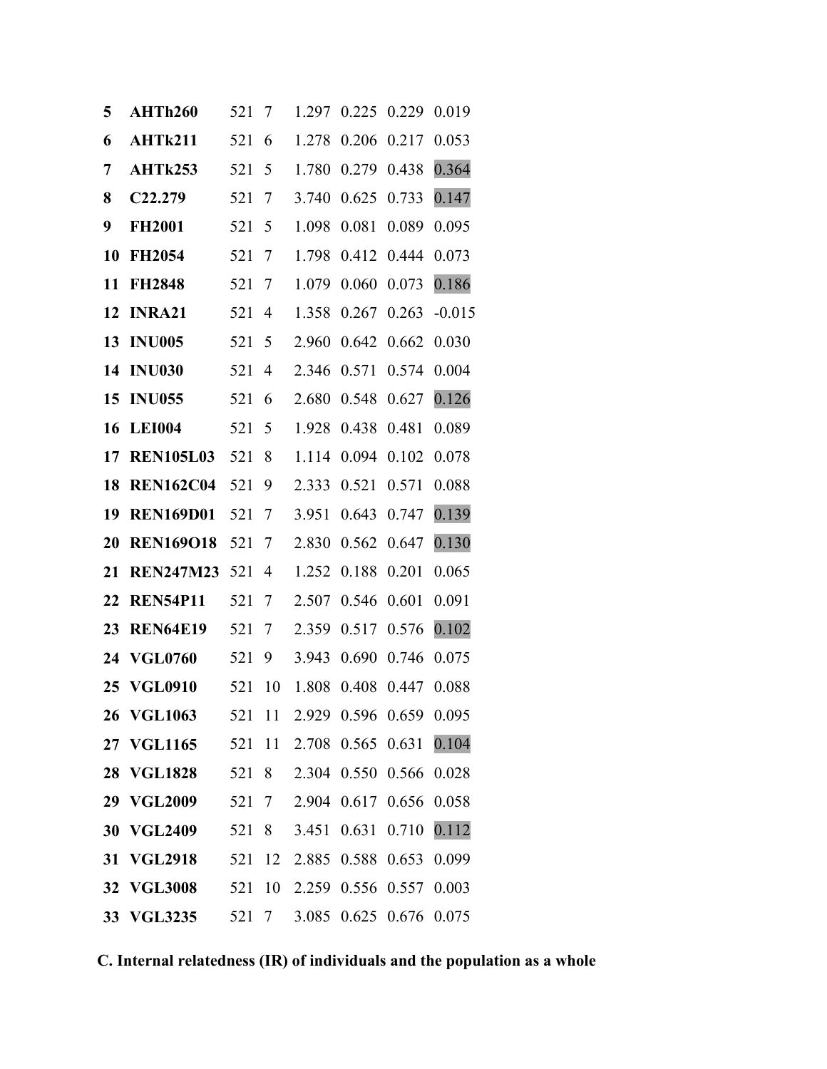| | | | | | | | |
|---|---|---|---|---|---|---|---|
| **5** | **AHTh260** | 521 | 7 | 1.297 | 0.225 | 0.229 | 0.019 |
| **6** | **AHTk211** | 521 | 6 | 1.278 | 0.206 | 0.217 | 0.053 |
| **7** | **AHTk253** | 521 | 5 | 1.780 | 0.279 | 0.438 | 0.364 |
| **8** | **C22.279** | 521 | 7 | 3.740 | 0.625 | 0.733 | 0.147 |
| **9** | **FH2001** | 521 | 5 | 1.098 | 0.081 | 0.089 | 0.095 |
| **10** | **FH2054** | 521 | 7 | 1.798 | 0.412 | 0.444 | 0.073 |
| **11** | **FH2848** | 521 | 7 | 1.079 | 0.060 | 0.073 | 0.186 |
| **12** | **INRA21** | 521 | 4 | 1.358 | 0.267 | 0.263 | -0.015 |
| **13** | **INU005** | 521 | 5 | 2.960 | 0.642 | 0.662 | 0.030 |
| **14** | **INU030** | 521 | 4 | 2.346 | 0.571 | 0.574 | 0.004 |
| **15** | **INU055** | 521 | 6 | 2.680 | 0.548 | 0.627 | 0.126 |
| **16** | **LEI004** | 521 | 5 | 1.928 | 0.438 | 0.481 | 0.089 |
| **17** | **REN105L03** | 521 | 8 | 1.114 | 0.094 | 0.102 | 0.078 |
| **18** | **REN162C04** | 521 | 9 | 2.333 | 0.521 | 0.571 | 0.088 |
| **19** | **REN169D01** | 521 | 7 | 3.951 | 0.643 | 0.747 | 0.139 |
| **20** | **REN169O18** | 521 | 7 | 2.830 | 0.562 | 0.647 | 0.130 |
| **21** | **REN247M23** | 521 | 4 | 1.252 | 0.188 | 0.201 | 0.065 |
| **22** | **REN54P11** | 521 | 7 | 2.507 | 0.546 | 0.601 | 0.091 |
| **23** | **REN64E19** | 521 | 7 | 2.359 | 0.517 | 0.576 | 0.102 |
| **24** | **VGL0760** | 521 | 9 | 3.943 | 0.690 | 0.746 | 0.075 |
| **25** | **VGL0910** | 521 | 10 | 1.808 | 0.408 | 0.447 | 0.088 |
| **26** | **VGL1063** | 521 | 11 | 2.929 | 0.596 | 0.659 | 0.095 |
| **27** | **VGL1165** | 521 | 11 | 2.708 | 0.565 | 0.631 | 0.104 |
| **28** | **VGL1828** | 521 | 8 | 2.304 | 0.550 | 0.566 | 0.028 |
| **29** | **VGL2009** | 521 | 7 | 2.904 | 0.617 | 0.656 | 0.058 |
| **30** | **VGL2409** | 521 | 8 | 3.451 | 0.631 | 0.710 | 0.112 |
| **31** | **VGL2918** | 521 | 12 | 2.885 | 0.588 | 0.653 | 0.099 |
| **32** | **VGL3008** | 521 | 10 | 2.259 | 0.556 | 0.557 | 0.003 |
| **33** | **VGL3235** | 521 | 7 | 3.085 | 0.625 | 0.676 | 0.075 |

**C. Internal relatedness (IR) of individuals and the population as a whole**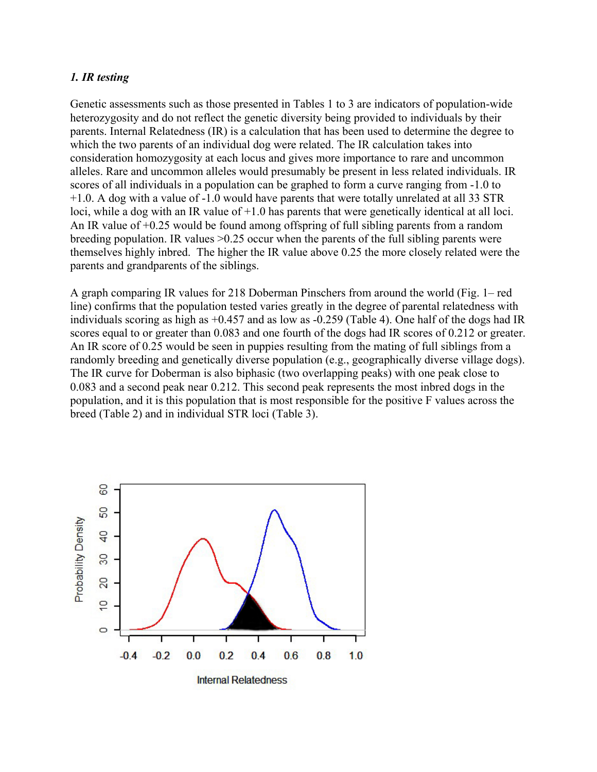### *1. IR testing*

Genetic assessments such as those presented in Tables 1 to 3 are indicators of population-wide heterozygosity and do not reflect the genetic diversity being provided to individuals by their parents. Internal Relatedness (IR) is a calculation that has been used to determine the degree to which the two parents of an individual dog were related. The IR calculation takes into consideration homozygosity at each locus and gives more importance to rare and uncommon alleles. Rare and uncommon alleles would presumably be present in less related individuals. IR scores of all individuals in a population can be graphed to form a curve ranging from -1.0 to +1.0. A dog with a value of -1.0 would have parents that were totally unrelated at all 33 STR loci, while a dog with an IR value of +1.0 has parents that were genetically identical at all loci. An IR value of +0.25 would be found among offspring of full sibling parents from a random breeding population. IR values >0.25 occur when the parents of the full sibling parents were themselves highly inbred. The higher the IR value above 0.25 the more closely related were the parents and grandparents of the siblings.

A graph comparing IR values for 218 Doberman Pinschers from around the world (Fig. 1– red line) confirms that the population tested varies greatly in the degree of parental relatedness with individuals scoring as high as +0.457 and as low as -0.259 (Table 4). One half of the dogs had IR scores equal to or greater than 0.083 and one fourth of the dogs had IR scores of 0.212 or greater. An IR score of 0.25 would be seen in puppies resulting from the mating of full siblings from a randomly breeding and genetically diverse population (e.g., geographically diverse village dogs). The IR curve for Doberman is also biphasic (two overlapping peaks) with one peak close to 0.083 and a second peak near 0.212. This second peak represents the most inbred dogs in the population, and it is this population that is most responsible for the positive F values across the breed (Table 2) and in individual STR loci (Table 3).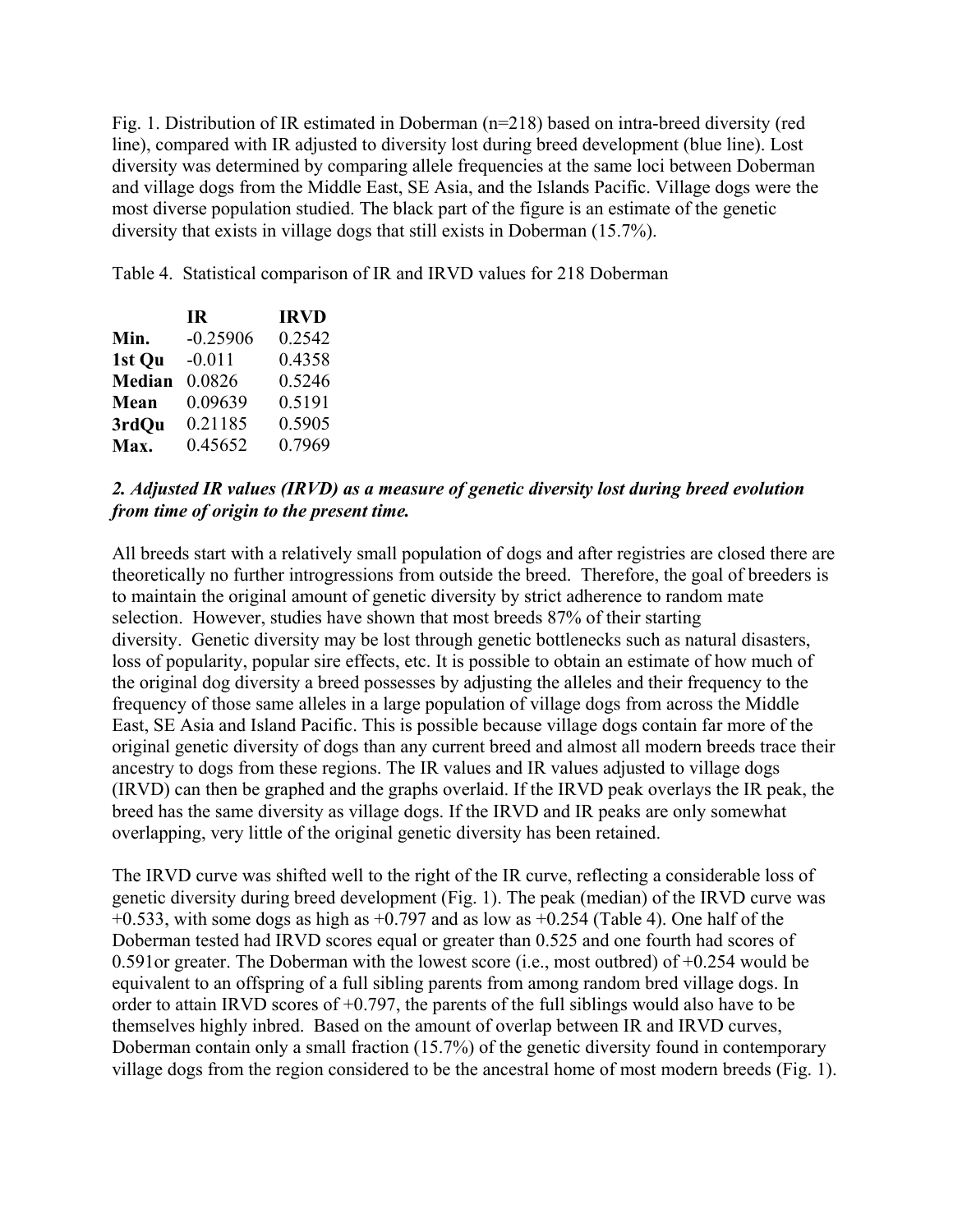Fig. 1. Distribution of IR estimated in Doberman (n=218) based on intra-breed diversity (red line), compared with IR adjusted to diversity lost during breed development (blue line). Lost diversity was determined by comparing allele frequencies at the same loci between Doberman and village dogs from the Middle East, SE Asia, and the Islands Pacific. Village dogs were the most diverse population studied. The black part of the figure is an estimate of the genetic diversity that exists in village dogs that still exists in Doberman (15.7%).

Table 4. Statistical comparison of IR and IRVD values for 218 Doberman

| | **IR** | **IRVD** |
|---|---|---|
| **Min.** | -0.25906 | 0.2542 |
| **1st Qu** | -0.011 | 0.4358 |
| **Median** | 0.0826 | 0.5246 |
| **Mean** | 0.09639 | 0.5191 |
| **3rdQu** | 0.21185 | 0.5905 |
| **Max.** | 0.45652 | 0.7969 |

***2. Adjusted IR values (IRVD) as a measure of genetic diversity lost during breed evolution from time of origin to the present time.***

All breeds start with a relatively small population of dogs and after registries are closed there are theoretically no further introgressions from outside the breed. Therefore, the goal of breeders is to maintain the original amount of genetic diversity by strict adherence to random mate selection. However, studies have shown that most breeds 87% of their starting diversity. Genetic diversity may be lost through genetic bottlenecks such as natural disasters, loss of popularity, popular sire effects, etc. It is possible to obtain an estimate of how much of the original dog diversity a breed possesses by adjusting the alleles and their frequency to the frequency of those same alleles in a large population of village dogs from across the Middle East, SE Asia and Island Pacific. This is possible because village dogs contain far more of the original genetic diversity of dogs than any current breed and almost all modern breeds trace their ancestry to dogs from these regions. The IR values and IR values adjusted to village dogs (IRVD) can then be graphed and the graphs overlaid. If the IRVD peak overlays the IR peak, the breed has the same diversity as village dogs. If the IRVD and IR peaks are only somewhat overlapping, very little of the original genetic diversity has been retained.

The IRVD curve was shifted well to the right of the IR curve, reflecting a considerable loss of genetic diversity during breed development (Fig. 1). The peak (median) of the IRVD curve was +0.533, with some dogs as high as +0.797 and as low as +0.254 (Table 4). One half of the Doberman tested had IRVD scores equal or greater than 0.525 and one fourth had scores of 0.591or greater. The Doberman with the lowest score (i.e., most outbred) of +0.254 would be equivalent to an offspring of a full sibling parents from among random bred village dogs. In order to attain IRVD scores of +0.797, the parents of the full siblings would also have to be themselves highly inbred. Based on the amount of overlap between IR and IRVD curves, Doberman contain only a small fraction (15.7%) of the genetic diversity found in contemporary village dogs from the region considered to be the ancestral home of most modern breeds (Fig. 1).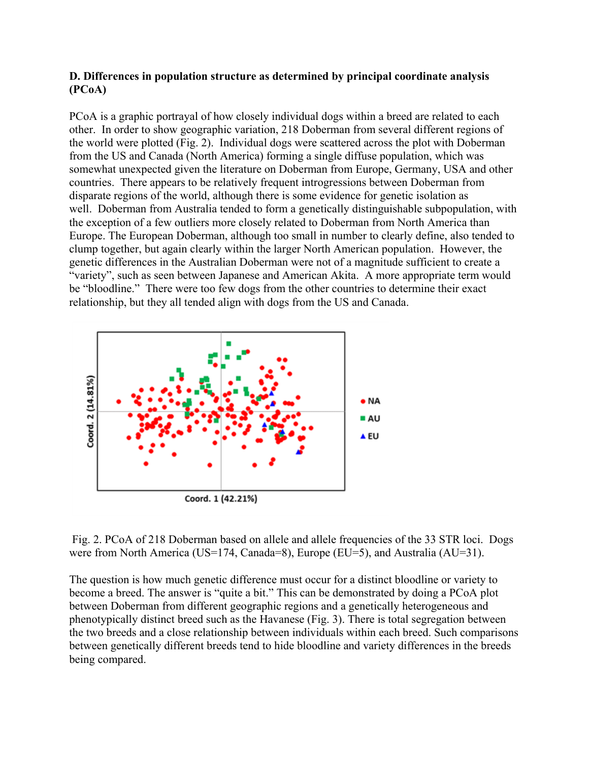**D. Differences in population structure as determined by principal coordinate analysis (PCoA)**

PCoA is a graphic portrayal of how closely individual dogs within a breed are related to each other. In order to show geographic variation, 218 Doberman from several different regions of the world were plotted (Fig. 2). Individual dogs were scattered across the plot with Doberman from the US and Canada (North America) forming a single diffuse population, which was somewhat unexpected given the literature on Doberman from Europe, Germany, USA and other countries. There appears to be relatively frequent introgressions between Doberman from disparate regions of the world, although there is some evidence for genetic isolation as well. Doberman from Australia tended to form a genetically distinguishable subpopulation, with the exception of a few outliers more closely related to Doberman from North America than Europe. The European Doberman, although too small in number to clearly define, also tended to clump together, but again clearly within the larger North American population. However, the genetic differences in the Australian Doberman were not of a magnitude sufficient to create a "variety", such as seen between Japanese and American Akita. A more appropriate term would be "bloodline." There were too few dogs from the other countries to determine their exact relationship, but they all tended align with dogs from the US and Canada.

Fig. 2. PCoA of 218 Doberman based on allele and allele frequencies of the 33 STR loci. Dogs were from North America (US=174, Canada=8), Europe (EU=5), and Australia (AU=31).

The question is how much genetic difference must occur for a distinct bloodline or variety to become a breed. The answer is "quite a bit." This can be demonstrated by doing a PCoA plot between Doberman from different geographic regions and a genetically heterogeneous and phenotypically distinct breed such as the Havanese (Fig. 3). There is total segregation between the two breeds and a close relationship between individuals within each breed. Such comparisons between genetically different breeds tend to hide bloodline and variety differences in the breeds being compared.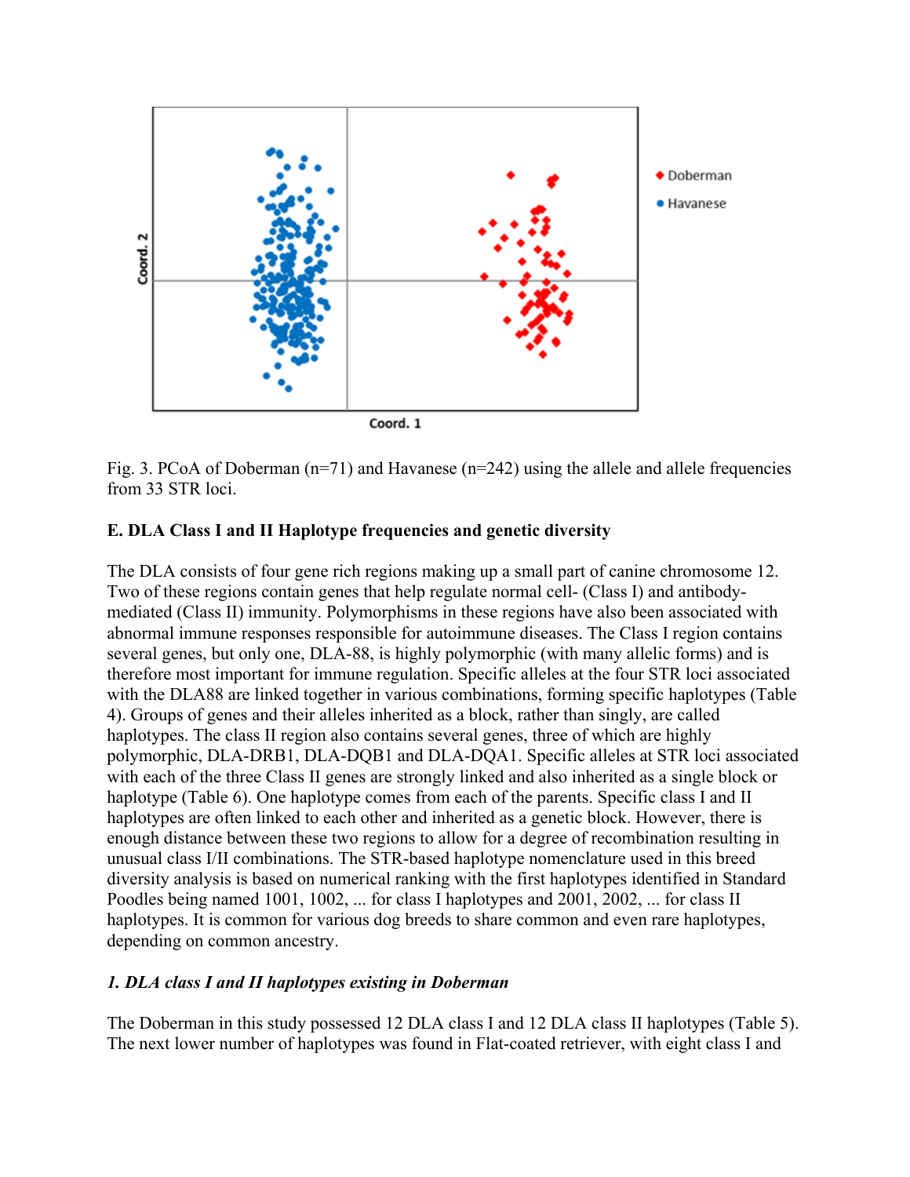Fig. 3. PCoA of Doberman (n=71) and Havanese (n=242) using the allele and allele frequencies from 33 STR loci.

### E. DLA Class I and II Haplotype frequencies and genetic diversity

The DLA consists of four gene rich regions making up a small part of canine chromosome 12. Two of these regions contain genes that help regulate normal cell- (Class I) and antibody-mediated (Class II) immunity. Polymorphisms in these regions have also been associated with abnormal immune responses responsible for autoimmune diseases. The Class I region contains several genes, but only one, DLA-88, is highly polymorphic (with many allelic forms) and is therefore most important for immune regulation. Specific alleles at the four STR loci associated with the DLA88 are linked together in various combinations, forming specific haplotypes (Table 4). Groups of genes and their alleles inherited as a block, rather than singly, are called haplotypes. The class II region also contains several genes, three of which are highly polymorphic, DLA-DRB1, DLA-DQB1 and DLA-DQA1. Specific alleles at STR loci associated with each of the three Class II genes are strongly linked and also inherited as a single block or haplotype (Table 6). One haplotype comes from each of the parents. Specific class I and II haplotypes are often linked to each other and inherited as a genetic block. However, there is enough distance between these two regions to allow for a degree of recombination resulting in unusual class I/II combinations. The STR-based haplotype nomenclature used in this breed diversity analysis is based on numerical ranking with the first haplotypes identified in Standard Poodles being named 1001, 1002, ... for class I haplotypes and 2001, 2002, ... for class II haplotypes. It is common for various dog breeds to share common and even rare haplotypes, depending on common ancestry.

#### *1. DLA class I and II haplotypes existing in Doberman*

The Doberman in this study possessed 12 DLA class I and 12 DLA class II haplotypes (Table 5). The next lower number of haplotypes was found in Flat-coated retriever, with eight class I and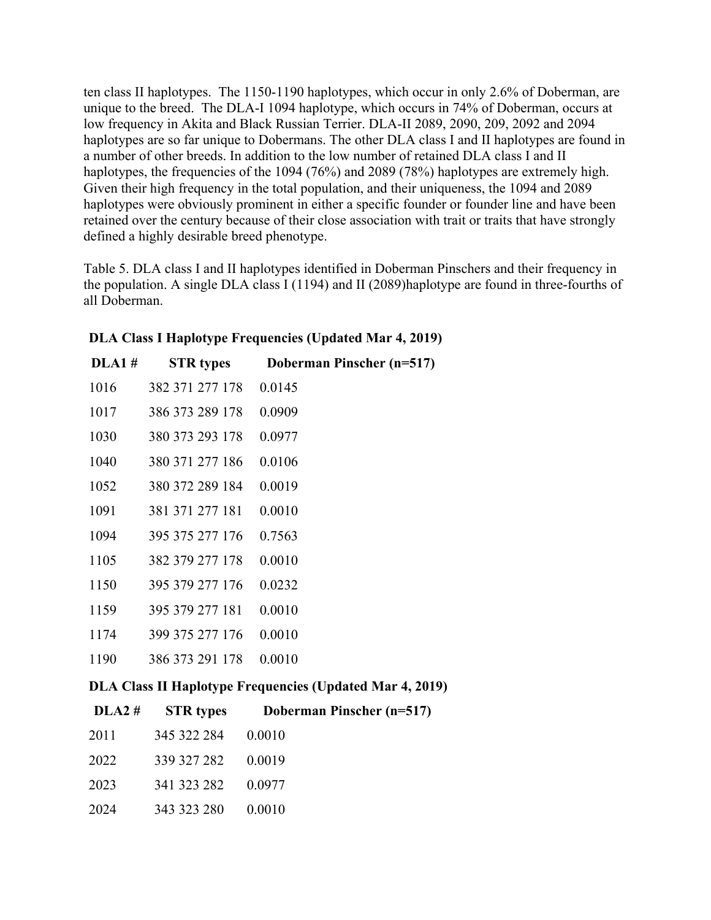ten class II haplotypes. The 1150-1190 haplotypes, which occur in only 2.6% of Doberman, are unique to the breed. The DLA-I 1094 haplotype, which occurs in 74% of Doberman, occurs at low frequency in Akita and Black Russian Terrier. DLA-II 2089, 2090, 209, 2092 and 2094 haplotypes are so far unique to Dobermans. The other DLA class I and II haplotypes are found in a number of other breeds. In addition to the low number of retained DLA class I and II haplotypes, the frequencies of the 1094 (76%) and 2089 (78%) haplotypes are extremely high. Given their high frequency in the total population, and their uniqueness, the 1094 and 2089 haplotypes were obviously prominent in either a specific founder or founder line and have been retained over the century because of their close association with trait or traits that have strongly defined a highly desirable breed phenotype.

Table 5. DLA class I and II haplotypes identified in Doberman Pinschers and their frequency in the population. A single DLA class I (1194) and II (2089)haplotype are found in three-fourths of all Doberman.

**DLA Class I Haplotype Frequencies (Updated Mar 4, 2019)**

| DLA1 # | STR types | Doberman Pinscher (n=517) |
|---|---|---|
| 1016 | 382 371 277 178 | 0.0145 |
| 1017 | 386 373 289 178 | 0.0909 |
| 1030 | 380 373 293 178 | 0.0977 |
| 1040 | 380 371 277 186 | 0.0106 |
| 1052 | 380 372 289 184 | 0.0019 |
| 1091 | 381 371 277 181 | 0.0010 |
| 1094 | 395 375 277 176 | 0.7563 |
| 1105 | 382 379 277 178 | 0.0010 |
| 1150 | 395 379 277 176 | 0.0232 |
| 1159 | 395 379 277 181 | 0.0010 |
| 1174 | 399 375 277 176 | 0.0010 |
| 1190 | 386 373 291 178 | 0.0010 |

**DLA Class II Haplotype Frequencies (Updated Mar 4, 2019)**

| DLA2 # | STR types | Doberman Pinscher (n=517) |
|---|---|---|
| 2011 | 345 322 284 | 0.0010 |
| 2022 | 339 327 282 | 0.0019 |
| 2023 | 341 323 282 | 0.0977 |
| 2024 | 343 323 280 | 0.0010 |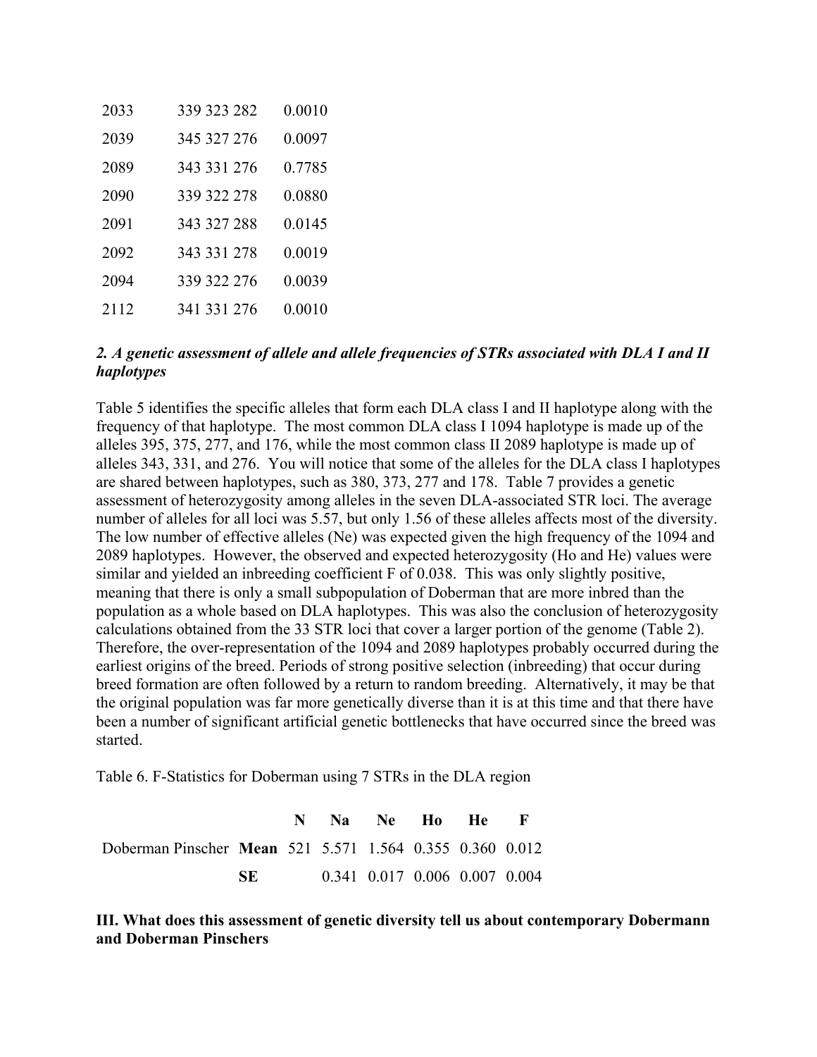| | | |
|---|---|---|
| 2033 | 339 323 282 | 0.0010 |
| 2039 | 345 327 276 | 0.0097 |
| 2089 | 343 331 276 | 0.7785 |
| 2090 | 339 322 278 | 0.0880 |
| 2091 | 343 327 288 | 0.0145 |
| 2092 | 343 331 278 | 0.0019 |
| 2094 | 339 322 276 | 0.0039 |
| 2112 | 341 331 276 | 0.0010 |

### *2. A genetic assessment of allele and allele frequencies of STRs associated with DLA I and II haplotypes*

Table 5 identifies the specific alleles that form each DLA class I and II haplotype along with the frequency of that haplotype. The most common DLA class I 1094 haplotype is made up of the alleles 395, 375, 277, and 176, while the most common class II 2089 haplotype is made up of alleles 343, 331, and 276. You will notice that some of the alleles for the DLA class I haplotypes are shared between haplotypes, such as 380, 373, 277 and 178. Table 7 provides a genetic assessment of heterozygosity among alleles in the seven DLA-associated STR loci. The average number of alleles for all loci was 5.57, but only 1.56 of these alleles affects most of the diversity. The low number of effective alleles (Ne) was expected given the high frequency of the 1094 and 2089 haplotypes. However, the observed and expected heterozygosity (Ho and He) values were similar and yielded an inbreeding coefficient F of 0.038. This was only slightly positive, meaning that there is only a small subpopulation of Doberman that are more inbred than the population as a whole based on DLA haplotypes. This was also the conclusion of heterozygosity calculations obtained from the 33 STR loci that cover a larger portion of the genome (Table 2). Therefore, the over-representation of the 1094 and 2089 haplotypes probably occurred during the earliest origins of the breed. Periods of strong positive selection (inbreeding) that occur during breed formation are often followed by a return to random breeding. Alternatively, it may be that the original population was far more genetically diverse than it is at this time and that there have been a number of significant artificial genetic bottlenecks that have occurred since the breed was started.

Table 6. F-Statistics for Doberman using 7 STRs in the DLA region

| | | N | Na | Ne | Ho | He | F |
|---|---|---|---|---|---|---|---|
| Doberman Pinscher | **Mean** | 521 | 5.571 | 1.564 | 0.355 | 0.360 | 0.012 |
| | **SE** | | 0.341 | 0.017 | 0.006 | 0.007 | 0.004 |

## III. What does this assessment of genetic diversity tell us about contemporary Dobermann and Doberman Pinschers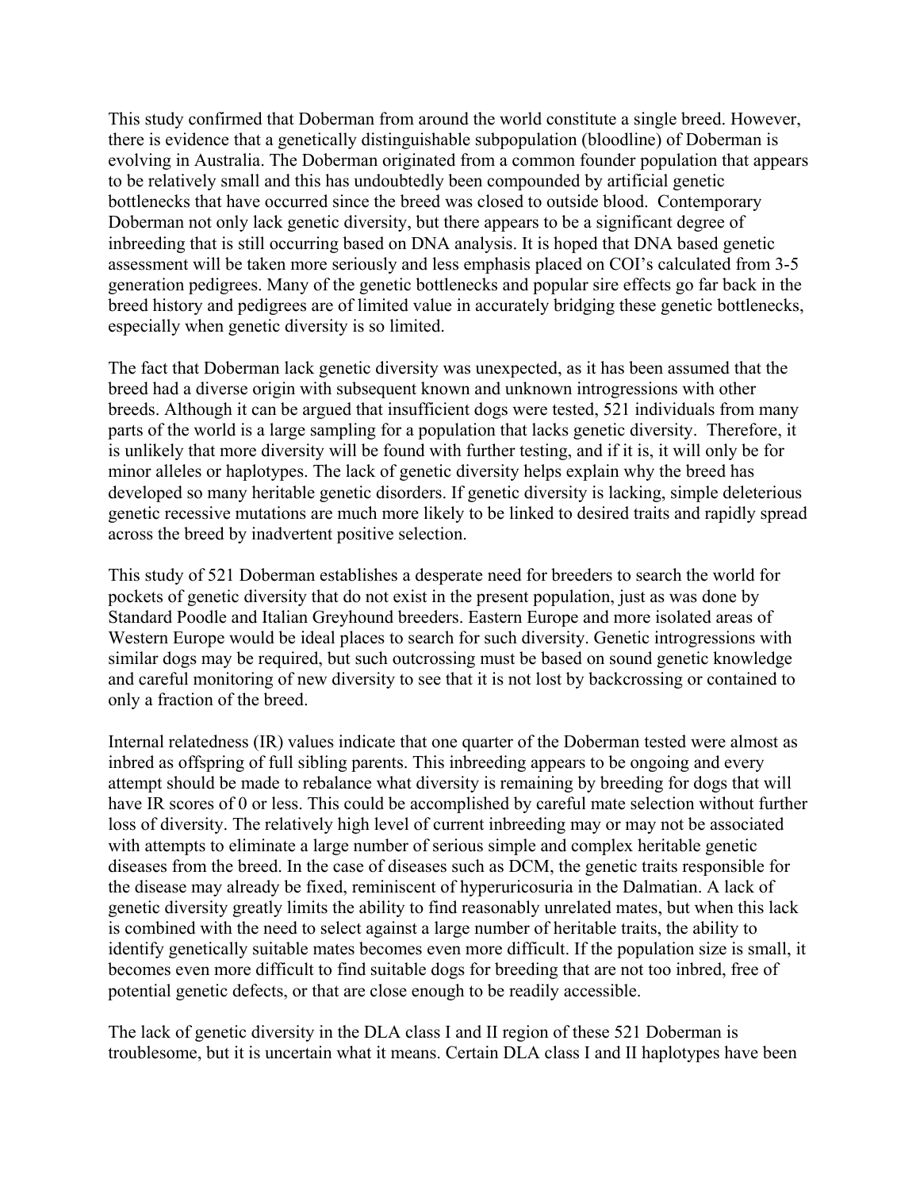This study confirmed that Doberman from around the world constitute a single breed. However, there is evidence that a genetically distinguishable subpopulation (bloodline) of Doberman is evolving in Australia. The Doberman originated from a common founder population that appears to be relatively small and this has undoubtedly been compounded by artificial genetic bottlenecks that have occurred since the breed was closed to outside blood. Contemporary Doberman not only lack genetic diversity, but there appears to be a significant degree of inbreeding that is still occurring based on DNA analysis. It is hoped that DNA based genetic assessment will be taken more seriously and less emphasis placed on COI's calculated from 3-5 generation pedigrees. Many of the genetic bottlenecks and popular sire effects go far back in the breed history and pedigrees are of limited value in accurately bridging these genetic bottlenecks, especially when genetic diversity is so limited.

The fact that Doberman lack genetic diversity was unexpected, as it has been assumed that the breed had a diverse origin with subsequent known and unknown introgressions with other breeds. Although it can be argued that insufficient dogs were tested, 521 individuals from many parts of the world is a large sampling for a population that lacks genetic diversity. Therefore, it is unlikely that more diversity will be found with further testing, and if it is, it will only be for minor alleles or haplotypes. The lack of genetic diversity helps explain why the breed has developed so many heritable genetic disorders. If genetic diversity is lacking, simple deleterious genetic recessive mutations are much more likely to be linked to desired traits and rapidly spread across the breed by inadvertent positive selection.

This study of 521 Doberman establishes a desperate need for breeders to search the world for pockets of genetic diversity that do not exist in the present population, just as was done by Standard Poodle and Italian Greyhound breeders. Eastern Europe and more isolated areas of Western Europe would be ideal places to search for such diversity. Genetic introgressions with similar dogs may be required, but such outcrossing must be based on sound genetic knowledge and careful monitoring of new diversity to see that it is not lost by backcrossing or contained to only a fraction of the breed.

Internal relatedness (IR) values indicate that one quarter of the Doberman tested were almost as inbred as offspring of full sibling parents. This inbreeding appears to be ongoing and every attempt should be made to rebalance what diversity is remaining by breeding for dogs that will have IR scores of 0 or less. This could be accomplished by careful mate selection without further loss of diversity. The relatively high level of current inbreeding may or may not be associated with attempts to eliminate a large number of serious simple and complex heritable genetic diseases from the breed. In the case of diseases such as DCM, the genetic traits responsible for the disease may already be fixed, reminiscent of hyperuricosuria in the Dalmatian. A lack of genetic diversity greatly limits the ability to find reasonably unrelated mates, but when this lack is combined with the need to select against a large number of heritable traits, the ability to identify genetically suitable mates becomes even more difficult. If the population size is small, it becomes even more difficult to find suitable dogs for breeding that are not too inbred, free of potential genetic defects, or that are close enough to be readily accessible.

The lack of genetic diversity in the DLA class I and II region of these 521 Doberman is troublesome, but it is uncertain what it means. Certain DLA class I and II haplotypes have been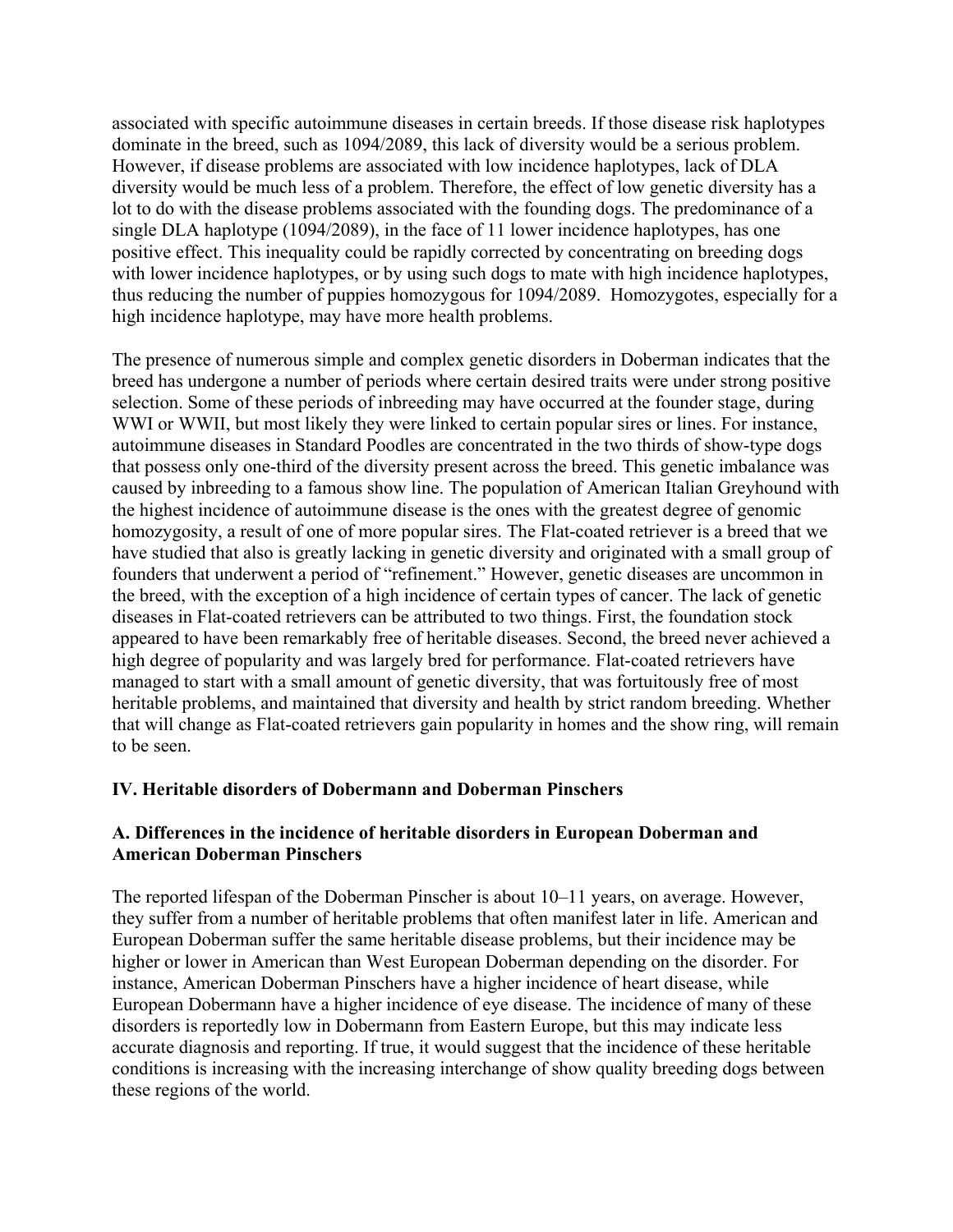associated with specific autoimmune diseases in certain breeds. If those disease risk haplotypes dominate in the breed, such as 1094/2089, this lack of diversity would be a serious problem. However, if disease problems are associated with low incidence haplotypes, lack of DLA diversity would be much less of a problem. Therefore, the effect of low genetic diversity has a lot to do with the disease problems associated with the founding dogs. The predominance of a single DLA haplotype (1094/2089), in the face of 11 lower incidence haplotypes, has one positive effect. This inequality could be rapidly corrected by concentrating on breeding dogs with lower incidence haplotypes, or by using such dogs to mate with high incidence haplotypes, thus reducing the number of puppies homozygous for 1094/2089. Homozygotes, especially for a high incidence haplotype, may have more health problems.

The presence of numerous simple and complex genetic disorders in Doberman indicates that the breed has undergone a number of periods where certain desired traits were under strong positive selection. Some of these periods of inbreeding may have occurred at the founder stage, during WWI or WWII, but most likely they were linked to certain popular sires or lines. For instance, autoimmune diseases in Standard Poodles are concentrated in the two thirds of show-type dogs that possess only one-third of the diversity present across the breed. This genetic imbalance was caused by inbreeding to a famous show line. The population of American Italian Greyhound with the highest incidence of autoimmune disease is the ones with the greatest degree of genomic homozygosity, a result of one of more popular sires. The Flat-coated retriever is a breed that we have studied that also is greatly lacking in genetic diversity and originated with a small group of founders that underwent a period of "refinement." However, genetic diseases are uncommon in the breed, with the exception of a high incidence of certain types of cancer. The lack of genetic diseases in Flat-coated retrievers can be attributed to two things. First, the foundation stock appeared to have been remarkably free of heritable diseases. Second, the breed never achieved a high degree of popularity and was largely bred for performance. Flat-coated retrievers have managed to start with a small amount of genetic diversity, that was fortuitously free of most heritable problems, and maintained that diversity and health by strict random breeding. Whether that will change as Flat-coated retrievers gain popularity in homes and the show ring, will remain to be seen.

## IV. Heritable disorders of Dobermann and Doberman Pinschers

### A. Differences in the incidence of heritable disorders in European Doberman and American Doberman Pinschers

The reported lifespan of the Doberman Pinscher is about 10–11 years, on average. However, they suffer from a number of heritable problems that often manifest later in life. American and European Doberman suffer the same heritable disease problems, but their incidence may be higher or lower in American than West European Doberman depending on the disorder. For instance, American Doberman Pinschers have a higher incidence of heart disease, while European Dobermann have a higher incidence of eye disease. The incidence of many of these disorders is reportedly low in Dobermann from Eastern Europe, but this may indicate less accurate diagnosis and reporting. If true, it would suggest that the incidence of these heritable conditions is increasing with the increasing interchange of show quality breeding dogs between these regions of the world.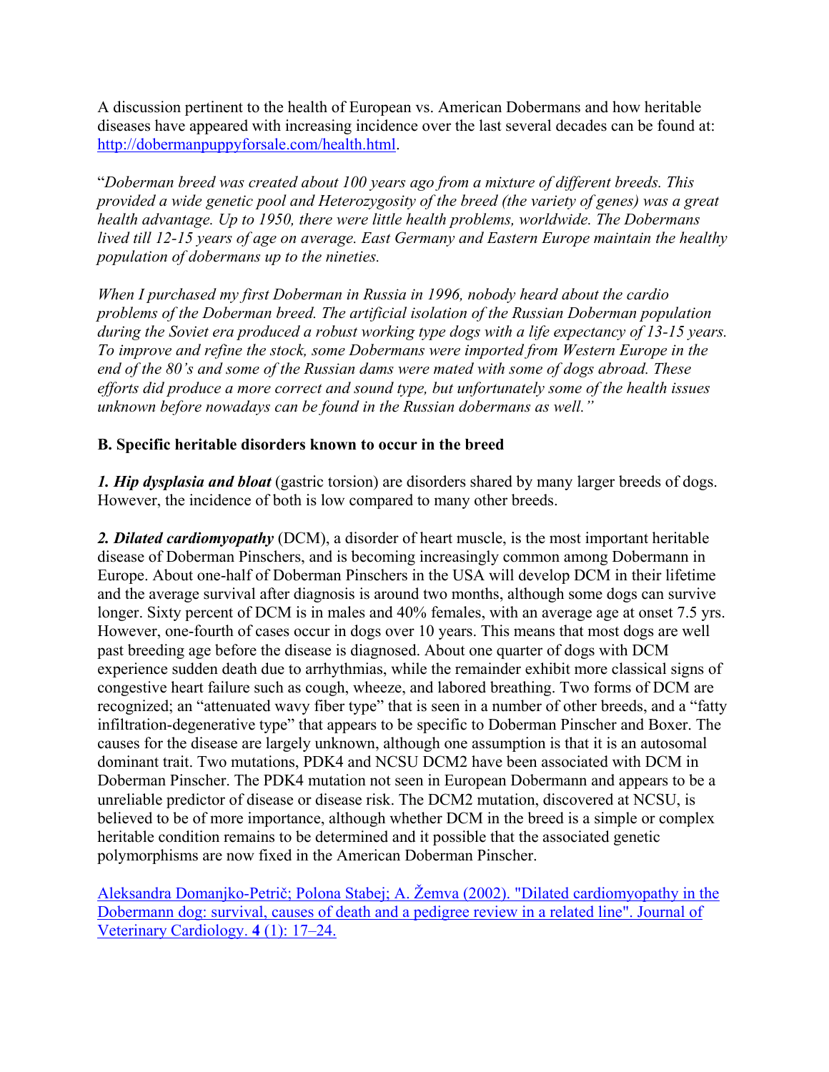A discussion pertinent to the health of European vs. American Dobermans and how heritable diseases have appeared with increasing incidence over the last several decades can be found at: [http://dobermanpuppyforsale.com/health.html](http://dobermanpuppyforsale.com/health.html).

"*Doberman breed was created about 100 years ago from a mixture of different breeds. This provided a wide genetic pool and Heterozygosity of the breed (the variety of genes) was a great health advantage. Up to 1950, there were little health problems, worldwide. The Dobermans lived till 12-15 years of age on average. East Germany and Eastern Europe maintain the healthy population of dobermans up to the nineties.*

*When I purchased my first Doberman in Russia in 1996, nobody heard about the cardio problems of the Doberman breed. The artificial isolation of the Russian Doberman population during the Soviet era produced a robust working type dogs with a life expectancy of 13-15 years. To improve and refine the stock, some Dobermans were imported from Western Europe in the end of the 80's and some of the Russian dams were mated with some of dogs abroad. These efforts did produce a more correct and sound type, but unfortunately some of the health issues unknown before nowadays can be found in the Russian dobermans as well.*"

**B. Specific heritable disorders known to occur in the breed**

***1. Hip dysplasia and bloat*** (gastric torsion) are disorders shared by many larger breeds of dogs. However, the incidence of both is low compared to many other breeds.

***2. Dilated cardiomyopathy*** (DCM), a disorder of heart muscle, is the most important heritable disease of Doberman Pinschers, and is becoming increasingly common among Dobermann in Europe. About one-half of Doberman Pinschers in the USA will develop DCM in their lifetime and the average survival after diagnosis is around two months, although some dogs can survive longer. Sixty percent of DCM is in males and 40% females, with an average age at onset 7.5 yrs. However, one-fourth of cases occur in dogs over 10 years. This means that most dogs are well past breeding age before the disease is diagnosed. About one quarter of dogs with DCM experience sudden death due to arrhythmias, while the remainder exhibit more classical signs of congestive heart failure such as cough, wheeze, and labored breathing. Two forms of DCM are recognized; an "attenuated wavy fiber type" that is seen in a number of other breeds, and a "fatty infiltration-degenerative type" that appears to be specific to Doberman Pinscher and Boxer. The causes for the disease are largely unknown, although one assumption is that it is an autosomal dominant trait. Two mutations, PDK4 and NCSU DCM2 have been associated with DCM in Doberman Pinscher. The PDK4 mutation not seen in European Dobermann and appears to be a unreliable predictor of disease or disease risk. The DCM2 mutation, discovered at NCSU, is believed to be of more importance, although whether DCM in the breed is a simple or complex heritable condition remains to be determined and it possible that the associated genetic polymorphisms are now fixed in the American Doberman Pinscher.

Aleksandra Domanjko-Petrič; Polona Stabej; A. Žemva (2002). "Dilated cardiomyopathy in the Dobermann dog: survival, causes of death and a pedigree review in a related line". Journal of Veterinary Cardiology. **4** (1): 17–24.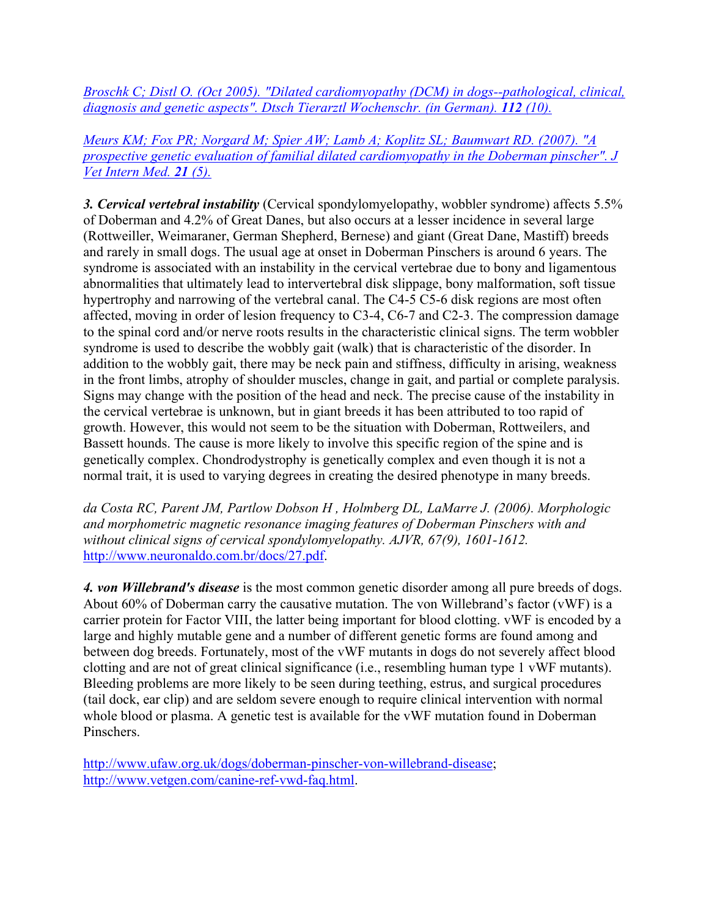*Broschk C; Distl O. (Oct 2005). "Dilated cardiomyopathy (DCM) in dogs--pathological, clinical, diagnosis and genetic aspects". Dtsch Tierarztl Wochenschr. (in German). **112** (10).*

*Meurs KM; Fox PR; Norgard M; Spier AW; Lamb A; Koplitz SL; Baumwart RD. (2007). "A prospective genetic evaluation of familial dilated cardiomyopathy in the Doberman pinscher". J Vet Intern Med. **21** (5).*

***3. Cervical vertebral instability*** (Cervical spondylomyelopathy, wobbler syndrome) affects 5.5% of Doberman and 4.2% of Great Danes, but also occurs at a lesser incidence in several large (Rottweiller, Weimaraner, German Shepherd, Bernese) and giant (Great Dane, Mastiff) breeds and rarely in small dogs. The usual age at onset in Doberman Pinschers is around 6 years. The syndrome is associated with an instability in the cervical vertebrae due to bony and ligamentous abnormalities that ultimately lead to intervertebral disk slippage, bony malformation, soft tissue hypertrophy and narrowing of the vertebral canal. The C4-5 C5-6 disk regions are most often affected, moving in order of lesion frequency to C3-4, C6-7 and C2-3. The compression damage to the spinal cord and/or nerve roots results in the characteristic clinical signs. The term wobbler syndrome is used to describe the wobbly gait (walk) that is characteristic of the disorder. In addition to the wobbly gait, there may be neck pain and stiffness, difficulty in arising, weakness in the front limbs, atrophy of shoulder muscles, change in gait, and partial or complete paralysis. Signs may change with the position of the head and neck. The precise cause of the instability in the cervical vertebrae is unknown, but in giant breeds it has been attributed to too rapid of growth. However, this would not seem to be the situation with Doberman, Rottweilers, and Bassett hounds. The cause is more likely to involve this specific region of the spine and is genetically complex. Chondrodystrophy is genetically complex and even though it is not a normal trait, it is used to varying degrees in creating the desired phenotype in many breeds.

*da Costa RC, Parent JM, Partlow Dobson H , Holmberg DL, LaMarre J. (2006). Morphologic and morphometric magnetic resonance imaging features of Doberman Pinschers with and without clinical signs of cervical spondylomyelopathy. AJVR, 67(9), 1601-1612.* http://www.neuronaldo.com.br/docs/27.pdf.

***4. von Willebrand's disease*** is the most common genetic disorder among all pure breeds of dogs. About 60% of Doberman carry the causative mutation. The von Willebrand's factor (vWF) is a carrier protein for Factor VIII, the latter being important for blood clotting. vWF is encoded by a large and highly mutable gene and a number of different genetic forms are found among and between dog breeds. Fortunately, most of the vWF mutants in dogs do not severely affect blood clotting and are not of great clinical significance (i.e., resembling human type 1 vWF mutants). Bleeding problems are more likely to be seen during teething, estrus, and surgical procedures (tail dock, ear clip) and are seldom severe enough to require clinical intervention with normal whole blood or plasma. A genetic test is available for the vWF mutation found in Doberman Pinschers.

http://www.ufaw.org.uk/dogs/doberman-pinscher-von-willebrand-disease; http://www.vetgen.com/canine-ref-vwd-faq.html.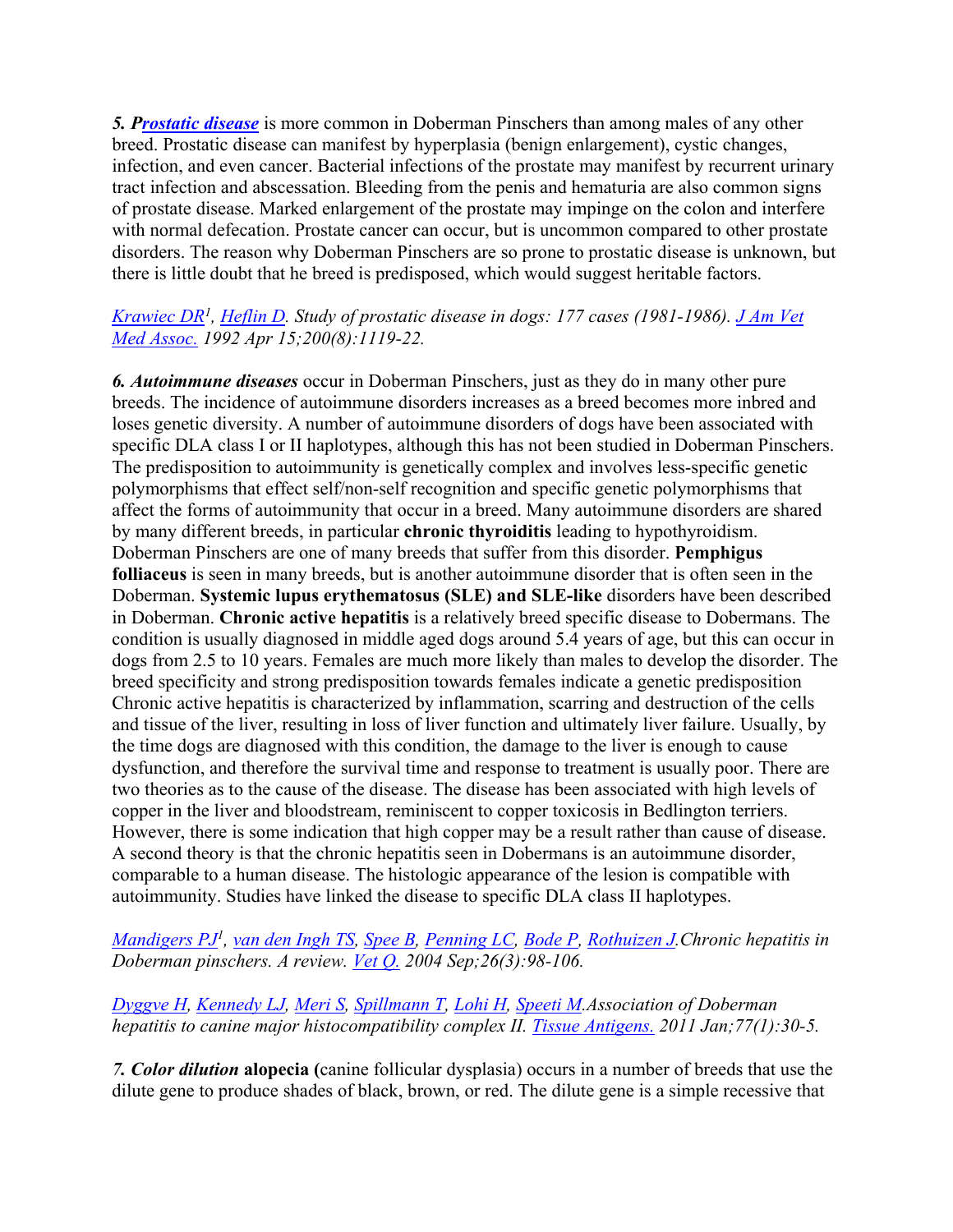***5. Prostatic disease*** is more common in Doberman Pinschers than among males of any other breed. Prostatic disease can manifest by hyperplasia (benign enlargement), cystic changes, infection, and even cancer. Bacterial infections of the prostate may manifest by recurrent urinary tract infection and abscessation. Bleeding from the penis and hematuria are also common signs of prostate disease. Marked enlargement of the prostate may impinge on the colon and interfere with normal defecation. Prostate cancer can occur, but is uncommon compared to other prostate disorders. The reason why Doberman Pinschers are so prone to prostatic disease is unknown, but there is little doubt that he breed is predisposed, which would suggest heritable factors.

*Krawiec DR[1], Heflin D. Study of prostatic disease in dogs: 177 cases (1981-1986). J Am Vet Med Assoc. 1992 Apr 15;200(8):1119-22.*

***6. Autoimmune diseases*** occur in Doberman Pinschers, just as they do in many other pure breeds. The incidence of autoimmune disorders increases as a breed becomes more inbred and loses genetic diversity. A number of autoimmune disorders of dogs have been associated with specific DLA class I or II haplotypes, although this has not been studied in Doberman Pinschers. The predisposition to autoimmunity is genetically complex and involves less-specific genetic polymorphisms that effect self/non-self recognition and specific genetic polymorphisms that affect the forms of autoimmunity that occur in a breed. Many autoimmune disorders are shared by many different breeds, in particular **chronic thyroiditis** leading to hypothyroidism. Doberman Pinschers are one of many breeds that suffer from this disorder. **Pemphigus folliaceus** is seen in many breeds, but is another autoimmune disorder that is often seen in the Doberman. **Systemic lupus erythematosus (SLE) and SLE-like** disorders have been described in Doberman. **Chronic active hepatitis** is a relatively breed specific disease to Dobermans. The condition is usually diagnosed in middle aged dogs around 5.4 years of age, but this can occur in dogs from 2.5 to 10 years. Females are much more likely than males to develop the disorder. The breed specificity and strong predisposition towards females indicate a genetic predisposition Chronic active hepatitis is characterized by inflammation, scarring and destruction of the cells and tissue of the liver, resulting in loss of liver function and ultimately liver failure. Usually, by the time dogs are diagnosed with this condition, the damage to the liver is enough to cause dysfunction, and therefore the survival time and response to treatment is usually poor. There are two theories as to the cause of the disease. The disease has been associated with high levels of copper in the liver and bloodstream, reminiscent to copper toxicosis in Bedlington terriers. However, there is some indication that high copper may be a result rather than cause of disease. A second theory is that the chronic hepatitis seen in Dobermans is an autoimmune disorder, comparable to a human disease. The histologic appearance of the lesion is compatible with autoimmunity. Studies have linked the disease to specific DLA class II haplotypes.

*Mandigers PJ[1], van den Ingh TS, Spee B, Penning LC, Bode P, Rothuizen J. Chronic hepatitis in Doberman pinschers. A review. Vet Q. 2004 Sep;26(3):98-106.*

*Dyggve H, Kennedy LJ, Meri S, Spillmann T, Lohi H, Speeti M. Association of Doberman hepatitis to canine major histocompatibility complex II. Tissue Antigens. 2011 Jan;77(1):30-5.*

***7. Color dilution* alopecia (**canine follicular dysplasia) occurs in a number of breeds that use the dilute gene to produce shades of black, brown, or red. The dilute gene is a simple recessive that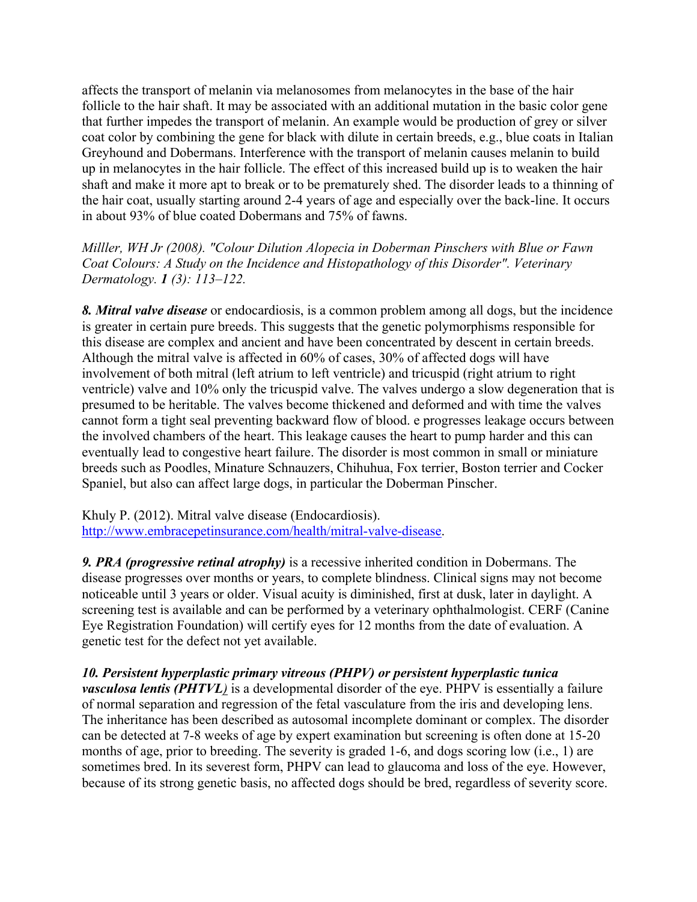affects the transport of melanin via melanosomes from melanocytes in the base of the hair follicle to the hair shaft. It may be associated with an additional mutation in the basic color gene that further impedes the transport of melanin. An example would be production of grey or silver coat color by combining the gene for black with dilute in certain breeds, e.g., blue coats in Italian Greyhound and Dobermans. Interference with the transport of melanin causes melanin to build up in melanocytes in the hair follicle. The effect of this increased build up is to weaken the hair shaft and make it more apt to break or to be prematurely shed. The disorder leads to a thinning of the hair coat, usually starting around 2-4 years of age and especially over the back-line. It occurs in about 93% of blue coated Dobermans and 75% of fawns.

*Milller, WH Jr (2008). "Colour Dilution Alopecia in Doberman Pinschers with Blue or Fawn Coat Colours: A Study on the Incidence and Histopathology of this Disorder". Veterinary Dermatology.* ***1*** *(3): 113–122.*

***8. Mitral valve disease*** or endocardiosis, is a common problem among all dogs, but the incidence is greater in certain pure breeds. This suggests that the genetic polymorphisms responsible for this disease are complex and ancient and have been concentrated by descent in certain breeds. Although the mitral valve is affected in 60% of cases, 30% of affected dogs will have involvement of both mitral (left atrium to left ventricle) and tricuspid (right atrium to right ventricle) valve and 10% only the tricuspid valve. The valves undergo a slow degeneration that is presumed to be heritable. The valves become thickened and deformed and with time the valves cannot form a tight seal preventing backward flow of blood. e progresses leakage occurs between the involved chambers of the heart. This leakage causes the heart to pump harder and this can eventually lead to congestive heart failure. The disorder is most common in small or miniature breeds such as Poodles, Minature Schnauzers, Chihuhua, Fox terrier, Boston terrier and Cocker Spaniel, but also can affect large dogs, in particular the Doberman Pinscher.

Khuly P. (2012). Mitral valve disease (Endocardiosis). [http://www.embracepetinsurance.com/health/mitral-valve-disease](http://www.embracepetinsurance.com/health/mitral-valve-disease).

***9. PRA (progressive retinal atrophy)*** is a recessive inherited condition in Dobermans. The disease progresses over months or years, to complete blindness. Clinical signs may not become noticeable until 3 years or older. Visual acuity is diminished, first at dusk, later in daylight. A screening test is available and can be performed by a veterinary ophthalmologist. CERF (Canine Eye Registration Foundation) will certify eyes for 12 months from the date of evaluation. A genetic test for the defect not yet available.

***10. Persistent hyperplastic primary vitreous (PHPV) or persistent hyperplastic tunica vasculosa lentis (PHTVL)*** is a developmental disorder of the eye. PHPV is essentially a failure of normal separation and regression of the fetal vasculature from the iris and developing lens. The inheritance has been described as autosomal incomplete dominant or complex. The disorder can be detected at 7-8 weeks of age by expert examination but screening is often done at 15-20 months of age, prior to breeding. The severity is graded 1-6, and dogs scoring low (i.e., 1) are sometimes bred. In its severest form, PHPV can lead to glaucoma and loss of the eye. However, because of its strong genetic basis, no affected dogs should be bred, regardless of severity score.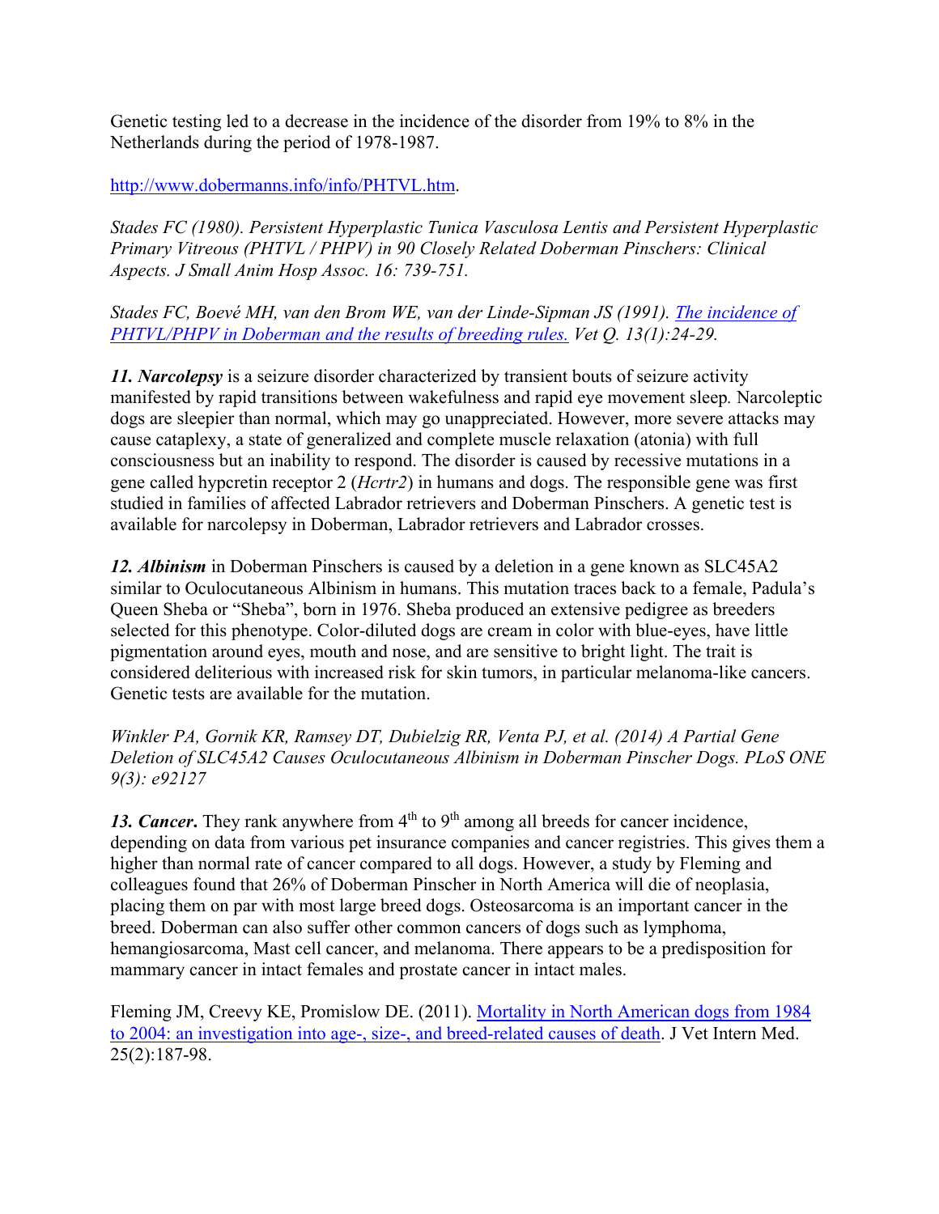Genetic testing led to a decrease in the incidence of the disorder from 19% to 8% in the Netherlands during the period of 1978-1987.

http://www.dobermanns.info/info/PHTVL.htm.

*Stades FC (1980). Persistent Hyperplastic Tunica Vasculosa Lentis and Persistent Hyperplastic Primary Vitreous (PHTVL / PHPV) in 90 Closely Related Doberman Pinschers: Clinical Aspects. J Small Anim Hosp Assoc. 16: 739-751.*

*Stades FC, Boevé MH, van den Brom WE, van der Linde-Sipman JS (1991). The incidence of PHTVL/PHPV in Doberman and the results of breeding rules. Vet Q. 13(1):24-29.*

***11. Narcolepsy*** is a seizure disorder characterized by transient bouts of seizure activity manifested by rapid transitions between wakefulness and rapid eye movement sleep*.* Narcoleptic dogs are sleepier than normal, which may go unappreciated. However, more severe attacks may cause cataplexy, a state of generalized and complete muscle relaxation (atonia) with full consciousness but an inability to respond. The disorder is caused by recessive mutations in a gene called hypcretin receptor 2 (*Hcrtr2*) in humans and dogs. The responsible gene was first studied in families of affected Labrador retrievers and Doberman Pinschers. A genetic test is available for narcolepsy in Doberman, Labrador retrievers and Labrador crosses.

***12. Albinism*** in Doberman Pinschers is caused by a deletion in a gene known as SLC45A2 similar to Oculocutaneous Albinism in humans. This mutation traces back to a female, Padula's Queen Sheba or "Sheba", born in 1976. Sheba produced an extensive pedigree as breeders selected for this phenotype. Color-diluted dogs are cream in color with blue-eyes, have little pigmentation around eyes, mouth and nose, and are sensitive to bright light. The trait is considered deliterious with increased risk for skin tumors, in particular melanoma-like cancers. Genetic tests are available for the mutation.

*Winkler PA, Gornik KR, Ramsey DT, Dubielzig RR, Venta PJ, et al. (2014) A Partial Gene Deletion of SLC45A2 Causes Oculocutaneous Albinism in Doberman Pinscher Dogs. PLoS ONE 9(3): e92127*

***13. Cancer.*** They rank anywhere from 4th to 9th among all breeds for cancer incidence, depending on data from various pet insurance companies and cancer registries. This gives them a higher than normal rate of cancer compared to all dogs. However, a study by Fleming and colleagues found that 26% of Doberman Pinscher in North America will die of neoplasia, placing them on par with most large breed dogs. Osteosarcoma is an important cancer in the breed. Doberman can also suffer other common cancers of dogs such as lymphoma, hemangiosarcoma, Mast cell cancer, and melanoma. There appears to be a predisposition for mammary cancer in intact females and prostate cancer in intact males.

Fleming JM, Creevy KE, Promislow DE. (2011). Mortality in North American dogs from 1984 to 2004: an investigation into age-, size-, and breed-related causes of death. J Vet Intern Med. 25(2):187-98.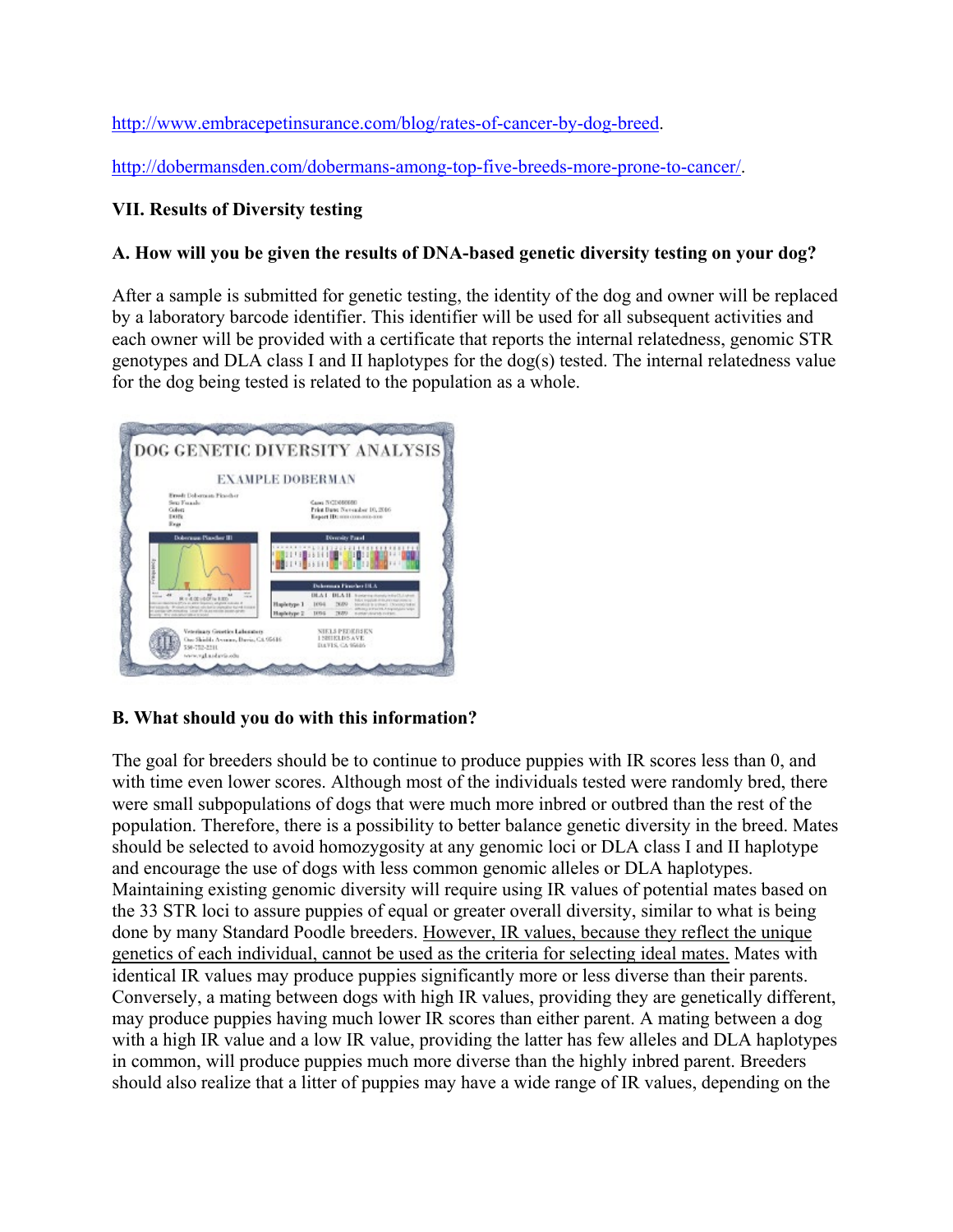http://www.embracepetinsurance.com/blog/rates-of-cancer-by-dog-breed.

http://dobermansden.com/dobermans-among-top-five-breeds-more-prone-to-cancer/.

## VII. Results of Diversity testing

### A. How will you be given the results of DNA-based genetic diversity testing on your dog?

After a sample is submitted for genetic testing, the identity of the dog and owner will be replaced by a laboratory barcode identifier. This identifier will be used for all subsequent activities and each owner will be provided with a certificate that reports the internal relatedness, genomic STR genotypes and DLA class I and II haplotypes for the dog(s) tested. The internal relatedness value for the dog being tested is related to the population as a whole.

### B. What should you do with this information?

The goal for breeders should be to continue to produce puppies with IR scores less than 0, and with time even lower scores. Although most of the individuals tested were randomly bred, there were small subpopulations of dogs that were much more inbred or outbred than the rest of the population. Therefore, there is a possibility to better balance genetic diversity in the breed. Mates should be selected to avoid homozygosity at any genomic loci or DLA class I and II haplotype and encourage the use of dogs with less common genomic alleles or DLA haplotypes. Maintaining existing genomic diversity will require using IR values of potential mates based on the 33 STR loci to assure puppies of equal or greater overall diversity, similar to what is being done by many Standard Poodle breeders. <u>However, IR values, because they reflect the unique genetics of each individual, cannot be used as the criteria for selecting ideal mates.</u> Mates with identical IR values may produce puppies significantly more or less diverse than their parents. Conversely, a mating between dogs with high IR values, providing they are genetically different, may produce puppies having much lower IR scores than either parent. A mating between a dog with a high IR value and a low IR value, providing the latter has few alleles and DLA haplotypes in common, will produce puppies much more diverse than the highly inbred parent. Breeders should also realize that a litter of puppies may have a wide range of IR values, depending on the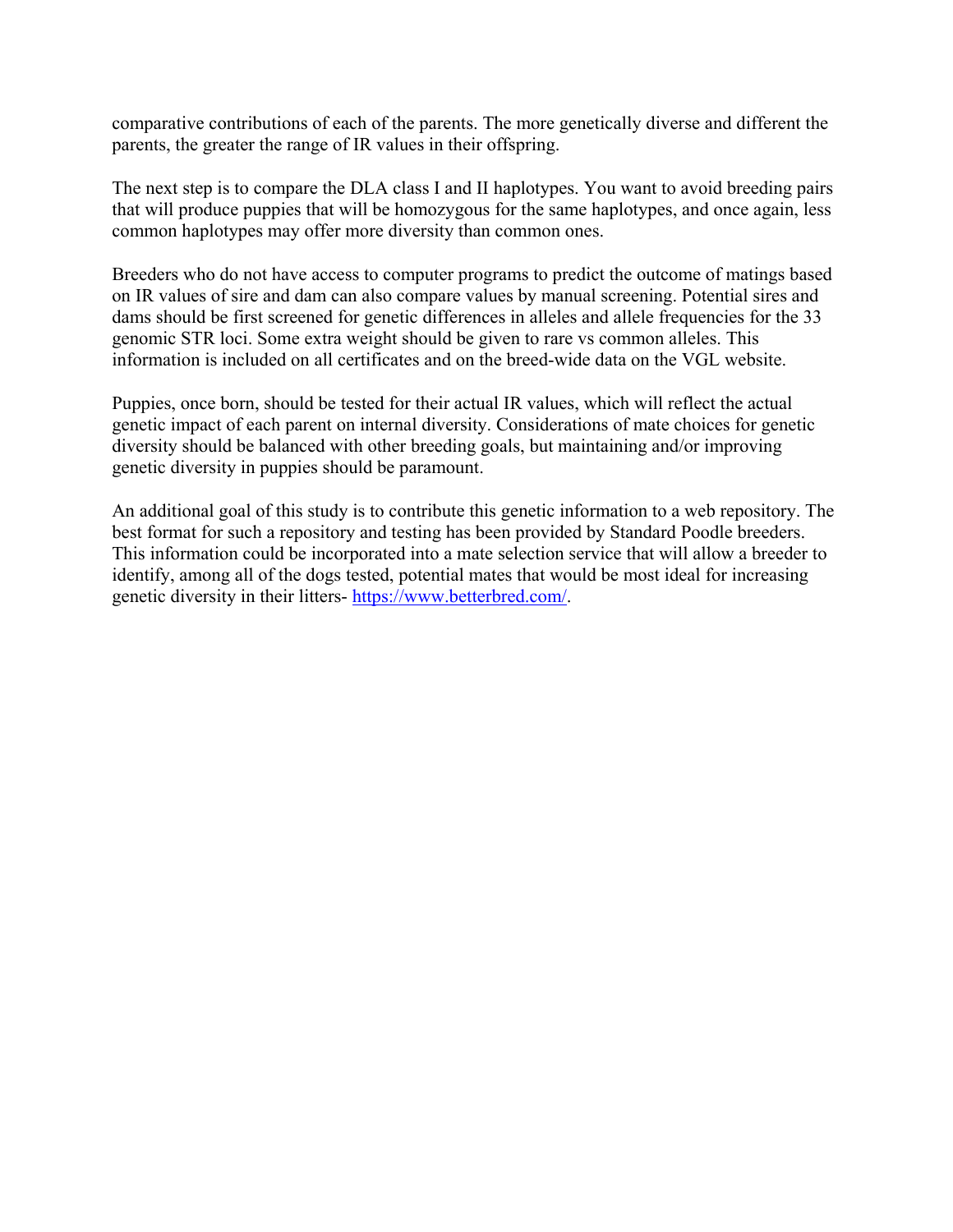comparative contributions of each of the parents. The more genetically diverse and different the parents, the greater the range of IR values in their offspring.

The next step is to compare the DLA class I and II haplotypes. You want to avoid breeding pairs that will produce puppies that will be homozygous for the same haplotypes, and once again, less common haplotypes may offer more diversity than common ones.

Breeders who do not have access to computer programs to predict the outcome of matings based on IR values of sire and dam can also compare values by manual screening. Potential sires and dams should be first screened for genetic differences in alleles and allele frequencies for the 33 genomic STR loci. Some extra weight should be given to rare vs common alleles. This information is included on all certificates and on the breed-wide data on the VGL website.

Puppies, once born, should be tested for their actual IR values, which will reflect the actual genetic impact of each parent on internal diversity. Considerations of mate choices for genetic diversity should be balanced with other breeding goals, but maintaining and/or improving genetic diversity in puppies should be paramount.

An additional goal of this study is to contribute this genetic information to a web repository. The best format for such a repository and testing has been provided by Standard Poodle breeders. This information could be incorporated into a mate selection service that will allow a breeder to identify, among all of the dogs tested, potential mates that would be most ideal for increasing genetic diversity in their litters- [https://www.betterbred.com/](https://www.betterbred.com/).